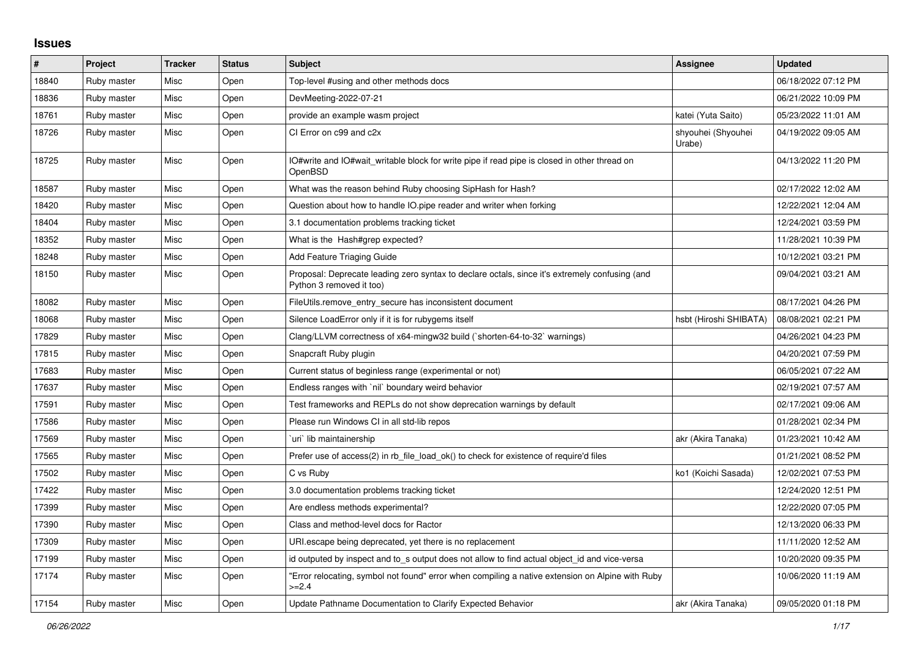# Issues

| # | Project | Tracker | Status | Subject | Assignee | Updated |
|---|---|---|---|---|---|---|
| 18840 | Ruby master | Misc | Open | Top-level #using and other methods docs | | 06/18/2022 07:12 PM |
| 18836 | Ruby master | Misc | Open | DevMeeting-2022-07-21 | | 06/21/2022 10:09 PM |
| 18761 | Ruby master | Misc | Open | provide an example wasm project | katei (Yuta Saito) | 05/23/2022 11:01 AM |
| 18726 | Ruby master | Misc | Open | CI Error on c99 and c2x | shyouhei (Shyouhei Urabe) | 04/19/2022 09:05 AM |
| 18725 | Ruby master | Misc | Open | IO#write and IO#wait_writable block for write pipe if read pipe is closed in other thread on OpenBSD | | 04/13/2022 11:20 PM |
| 18587 | Ruby master | Misc | Open | What was the reason behind Ruby choosing SipHash for Hash? | | 02/17/2022 12:02 AM |
| 18420 | Ruby master | Misc | Open | Question about how to handle IO.pipe reader and writer when forking | | 12/22/2021 12:04 AM |
| 18404 | Ruby master | Misc | Open | 3.1 documentation problems tracking ticket | | 12/24/2021 03:59 PM |
| 18352 | Ruby master | Misc | Open | What is the Hash#grep expected? | | 11/28/2021 10:39 PM |
| 18248 | Ruby master | Misc | Open | Add Feature Triaging Guide | | 10/12/2021 03:21 PM |
| 18150 | Ruby master | Misc | Open | Proposal: Deprecate leading zero syntax to declare octals, since it's extremely confusing (and Python 3 removed it too) | | 09/04/2021 03:21 AM |
| 18082 | Ruby master | Misc | Open | FileUtils.remove_entry_secure has inconsistent document | | 08/17/2021 04:26 PM |
| 18068 | Ruby master | Misc | Open | Silence LoadError only if it is for rubygems itself | hsbt (Hiroshi SHIBATA) | 08/08/2021 02:21 PM |
| 17829 | Ruby master | Misc | Open | Clang/LLVM correctness of x64-mingw32 build (`shorten-64-to-32` warnings) | | 04/26/2021 04:23 PM |
| 17815 | Ruby master | Misc | Open | Snapcraft Ruby plugin | | 04/20/2021 07:59 PM |
| 17683 | Ruby master | Misc | Open | Current status of beginless range (experimental or not) | | 06/05/2021 07:22 AM |
| 17637 | Ruby master | Misc | Open | Endless ranges with `nil` boundary weird behavior | | 02/19/2021 07:57 AM |
| 17591 | Ruby master | Misc | Open | Test frameworks and REPLs do not show deprecation warnings by default | | 02/17/2021 09:06 AM |
| 17586 | Ruby master | Misc | Open | Please run Windows CI in all std-lib repos | | 01/28/2021 02:34 PM |
| 17569 | Ruby master | Misc | Open | `uri` lib maintainership | akr (Akira Tanaka) | 01/23/2021 10:42 AM |
| 17565 | Ruby master | Misc | Open | Prefer use of access(2) in rb_file_load_ok() to check for existence of require'd files | | 01/21/2021 08:52 PM |
| 17502 | Ruby master | Misc | Open | C vs Ruby | ko1 (Koichi Sasada) | 12/02/2021 07:53 PM |
| 17422 | Ruby master | Misc | Open | 3.0 documentation problems tracking ticket | | 12/24/2020 12:51 PM |
| 17399 | Ruby master | Misc | Open | Are endless methods experimental? | | 12/22/2020 07:05 PM |
| 17390 | Ruby master | Misc | Open | Class and method-level docs for Ractor | | 12/13/2020 06:33 PM |
| 17309 | Ruby master | Misc | Open | URI.escape being deprecated, yet there is no replacement | | 11/11/2020 12:52 AM |
| 17199 | Ruby master | Misc | Open | id outputed by inspect and to_s output does not allow to find actual object_id and vice-versa | | 10/20/2020 09:35 PM |
| 17174 | Ruby master | Misc | Open | "Error relocating, symbol not found" error when compiling a native extension on Alpine with Ruby >=2.4 | | 10/06/2020 11:19 AM |
| 17154 | Ruby master | Misc | Open | Update Pathname Documentation to Clarify Expected Behavior | akr (Akira Tanaka) | 09/05/2020 01:18 PM |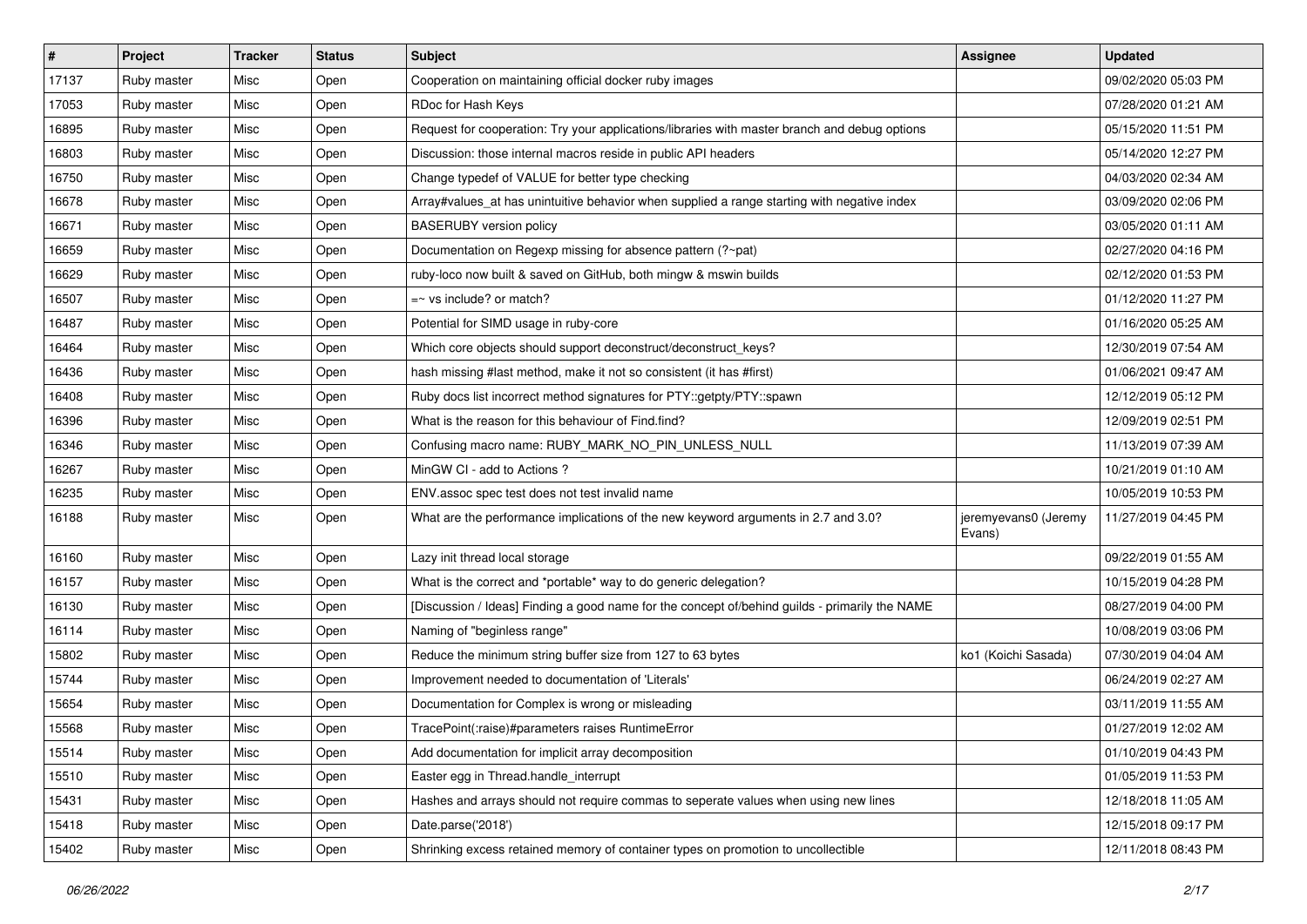| # | Project | Tracker | Status | Subject | Assignee | Updated |
|---|---|---|---|---|---|---|
| 17137 | Ruby master | Misc | Open | Cooperation on maintaining official docker ruby images | | 09/02/2020 05:03 PM |
| 17053 | Ruby master | Misc | Open | RDoc for Hash Keys | | 07/28/2020 01:21 AM |
| 16895 | Ruby master | Misc | Open | Request for cooperation: Try your applications/libraries with master branch and debug options | | 05/15/2020 11:51 PM |
| 16803 | Ruby master | Misc | Open | Discussion: those internal macros reside in public API headers | | 05/14/2020 12:27 PM |
| 16750 | Ruby master | Misc | Open | Change typedef of VALUE for better type checking | | 04/03/2020 02:34 AM |
| 16678 | Ruby master | Misc | Open | Array#values_at has unintuitive behavior when supplied a range starting with negative index | | 03/09/2020 02:06 PM |
| 16671 | Ruby master | Misc | Open | BASERUBY version policy | | 03/05/2020 01:11 AM |
| 16659 | Ruby master | Misc | Open | Documentation on Regexp missing for absence pattern (?~pat) | | 02/27/2020 04:16 PM |
| 16629 | Ruby master | Misc | Open | ruby-loco now built & saved on GitHub, both mingw & mswin builds | | 02/12/2020 01:53 PM |
| 16507 | Ruby master | Misc | Open | =~ vs include? or match? | | 01/12/2020 11:27 PM |
| 16487 | Ruby master | Misc | Open | Potential for SIMD usage in ruby-core | | 01/16/2020 05:25 AM |
| 16464 | Ruby master | Misc | Open | Which core objects should support deconstruct/deconstruct_keys? | | 12/30/2019 07:54 AM |
| 16436 | Ruby master | Misc | Open | hash missing #last method, make it not so consistent (it has #first) | | 01/06/2021 09:47 AM |
| 16408 | Ruby master | Misc | Open | Ruby docs list incorrect method signatures for PTY::getpty/PTY::spawn | | 12/12/2019 05:12 PM |
| 16396 | Ruby master | Misc | Open | What is the reason for this behaviour of Find.find? | | 12/09/2019 02:51 PM |
| 16346 | Ruby master | Misc | Open | Confusing macro name: RUBY_MARK_NO_PIN_UNLESS_NULL | | 11/13/2019 07:39 AM |
| 16267 | Ruby master | Misc | Open | MinGW CI - add to Actions ? | | 10/21/2019 01:10 AM |
| 16235 | Ruby master | Misc | Open | ENV.assoc spec test does not test invalid name | | 10/05/2019 10:53 PM |
| 16188 | Ruby master | Misc | Open | What are the performance implications of the new keyword arguments in 2.7 and 3.0? | jeremyevans0 (Jeremy Evans) | 11/27/2019 04:45 PM |
| 16160 | Ruby master | Misc | Open | Lazy init thread local storage | | 09/22/2019 01:55 AM |
| 16157 | Ruby master | Misc | Open | What is the correct and *portable* way to do generic delegation? | | 10/15/2019 04:28 PM |
| 16130 | Ruby master | Misc | Open | [Discussion / Ideas] Finding a good name for the concept of/behind guilds - primarily the NAME | | 08/27/2019 04:00 PM |
| 16114 | Ruby master | Misc | Open | Naming of "beginless range" | | 10/08/2019 03:06 PM |
| 15802 | Ruby master | Misc | Open | Reduce the minimum string buffer size from 127 to 63 bytes | ko1 (Koichi Sasada) | 07/30/2019 04:04 AM |
| 15744 | Ruby master | Misc | Open | Improvement needed to documentation of 'Literals' | | 06/24/2019 02:27 AM |
| 15654 | Ruby master | Misc | Open | Documentation for Complex is wrong or misleading | | 03/11/2019 11:55 AM |
| 15568 | Ruby master | Misc | Open | TracePoint(:raise)#parameters raises RuntimeError | | 01/27/2019 12:02 AM |
| 15514 | Ruby master | Misc | Open | Add documentation for implicit array decomposition | | 01/10/2019 04:43 PM |
| 15510 | Ruby master | Misc | Open | Easter egg in Thread.handle_interrupt | | 01/05/2019 11:53 PM |
| 15431 | Ruby master | Misc | Open | Hashes and arrays should not require commas to seperate values when using new lines | | 12/18/2018 11:05 AM |
| 15418 | Ruby master | Misc | Open | Date.parse('2018') | | 12/15/2018 09:17 PM |
| 15402 | Ruby master | Misc | Open | Shrinking excess retained memory of container types on promotion to uncollectible | | 12/11/2018 08:43 PM |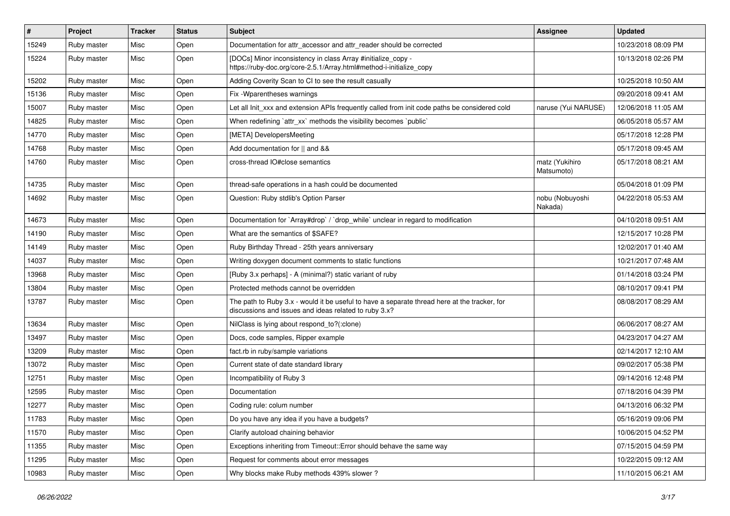| # | Project | Tracker | Status | Subject | Assignee | Updated |
|---|---|---|---|---|---|---|
| 15249 | Ruby master | Misc | Open | Documentation for attr_accessor and attr_reader should be corrected | | 10/23/2018 08:09 PM |
| 15224 | Ruby master | Misc | Open | [DOCs] Minor inconsistency in class Array #initialize_copy - https://ruby-doc.org/core-2.5.1/Array.html#method-i-initialize_copy | | 10/13/2018 02:26 PM |
| 15202 | Ruby master | Misc | Open | Adding Coverity Scan to CI to see the result casually | | 10/25/2018 10:50 AM |
| 15136 | Ruby master | Misc | Open | Fix -Wparentheses warnings | | 09/20/2018 09:41 AM |
| 15007 | Ruby master | Misc | Open | Let all Init_xxx and extension APIs frequently called from init code paths be considered cold | naruse (Yui NARUSE) | 12/06/2018 11:05 AM |
| 14825 | Ruby master | Misc | Open | When redefining `attr_xx` methods the visibility becomes `public` | | 06/05/2018 05:57 AM |
| 14770 | Ruby master | Misc | Open | [META] DevelopersMeeting | | 05/17/2018 12:28 PM |
| 14768 | Ruby master | Misc | Open | Add documentation for \|\| and && | | 05/17/2018 09:45 AM |
| 14760 | Ruby master | Misc | Open | cross-thread IO#close semantics | matz (Yukihiro Matsumoto) | 05/17/2018 08:21 AM |
| 14735 | Ruby master | Misc | Open | thread-safe operations in a hash could be documented | | 05/04/2018 01:09 PM |
| 14692 | Ruby master | Misc | Open | Question: Ruby stdlib's Option Parser | nobu (Nobuyoshi Nakada) | 04/22/2018 05:53 AM |
| 14673 | Ruby master | Misc | Open | Documentation for `Array#drop` / `drop_while` unclear in regard to modification | | 04/10/2018 09:51 AM |
| 14190 | Ruby master | Misc | Open | What are the semantics of $SAFE? | | 12/15/2017 10:28 PM |
| 14149 | Ruby master | Misc | Open | Ruby Birthday Thread - 25th years anniversary | | 12/02/2017 01:40 AM |
| 14037 | Ruby master | Misc | Open | Writing doxygen document comments to static functions | | 10/21/2017 07:48 AM |
| 13968 | Ruby master | Misc | Open | [Ruby 3.x perhaps] - A (minimal?) static variant of ruby | | 01/14/2018 03:24 PM |
| 13804 | Ruby master | Misc | Open | Protected methods cannot be overridden | | 08/10/2017 09:41 PM |
| 13787 | Ruby master | Misc | Open | The path to Ruby 3.x - would it be useful to have a separate thread here at the tracker, for discussions and issues and ideas related to ruby 3.x? | | 08/08/2017 08:29 AM |
| 13634 | Ruby master | Misc | Open | NilClass is lying about respond_to?(:clone) | | 06/06/2017 08:27 AM |
| 13497 | Ruby master | Misc | Open | Docs, code samples, Ripper example | | 04/23/2017 04:27 AM |
| 13209 | Ruby master | Misc | Open | fact.rb in ruby/sample variations | | 02/14/2017 12:10 AM |
| 13072 | Ruby master | Misc | Open | Current state of date standard library | | 09/02/2017 05:38 PM |
| 12751 | Ruby master | Misc | Open | Incompatibility of Ruby 3 | | 09/14/2016 12:48 PM |
| 12595 | Ruby master | Misc | Open | Documentation | | 07/18/2016 04:39 PM |
| 12277 | Ruby master | Misc | Open | Coding rule: colum number | | 04/13/2016 06:32 PM |
| 11783 | Ruby master | Misc | Open | Do you have any idea if you have a budgets? | | 05/16/2019 09:06 PM |
| 11570 | Ruby master | Misc | Open | Clarify autoload chaining behavior | | 10/06/2015 04:52 PM |
| 11355 | Ruby master | Misc | Open | Exceptions inheriting from Timeout::Error should behave the same way | | 07/15/2015 04:59 PM |
| 11295 | Ruby master | Misc | Open | Request for comments about error messages | | 10/22/2015 09:12 AM |
| 10983 | Ruby master | Misc | Open | Why blocks make Ruby methods 439% slower ? | | 11/10/2015 06:21 AM |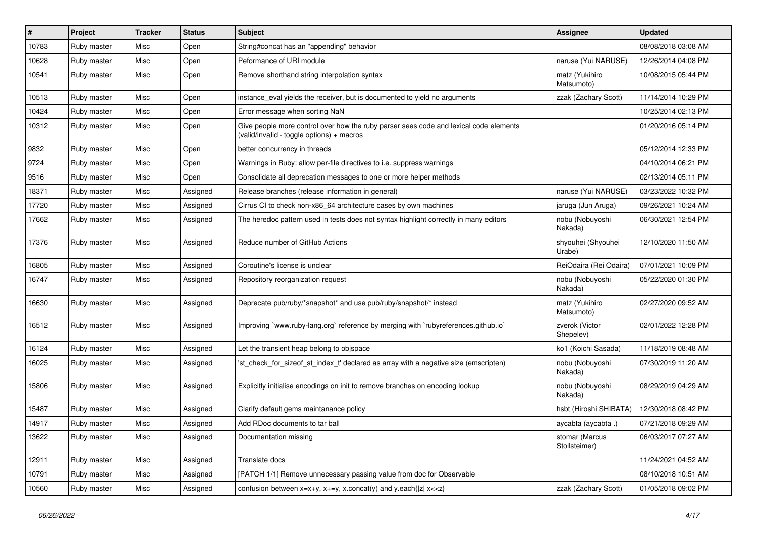| # | Project | Tracker | Status | Subject | Assignee | Updated |
|---|---|---|---|---|---|---|
| 10783 | Ruby master | Misc | Open | String#concat has an "appending" behavior | | 08/08/2018 03:08 AM |
| 10628 | Ruby master | Misc | Open | Peformance of URI module | naruse (Yui NARUSE) | 12/26/2014 04:08 PM |
| 10541 | Ruby master | Misc | Open | Remove shorthand string interpolation syntax | matz (Yukihiro Matsumoto) | 10/08/2015 05:44 PM |
| 10513 | Ruby master | Misc | Open | instance_eval yields the receiver, but is documented to yield no arguments | zzak (Zachary Scott) | 11/14/2014 10:29 PM |
| 10424 | Ruby master | Misc | Open | Error message when sorting NaN | | 10/25/2014 02:13 PM |
| 10312 | Ruby master | Misc | Open | Give people more control over how the ruby parser sees code and lexical code elements (valid/invalid - toggle options) + macros | | 01/20/2016 05:14 PM |
| 9832 | Ruby master | Misc | Open | better concurrency in threads | | 05/12/2014 12:33 PM |
| 9724 | Ruby master | Misc | Open | Warnings in Ruby: allow per-file directives to i.e. suppress warnings | | 04/10/2014 06:21 PM |
| 9516 | Ruby master | Misc | Open | Consolidate all deprecation messages to one or more helper methods | | 02/13/2014 05:11 PM |
| 18371 | Ruby master | Misc | Assigned | Release branches (release information in general) | naruse (Yui NARUSE) | 03/23/2022 10:32 PM |
| 17720 | Ruby master | Misc | Assigned | Cirrus CI to check non-x86_64 architecture cases by own machines | jaruga (Jun Aruga) | 09/26/2021 10:24 AM |
| 17662 | Ruby master | Misc | Assigned | The heredoc pattern used in tests does not syntax highlight correctly in many editors | nobu (Nobuyoshi Nakada) | 06/30/2021 12:54 PM |
| 17376 | Ruby master | Misc | Assigned | Reduce number of GitHub Actions | shyouhei (Shyouhei Urabe) | 12/10/2020 11:50 AM |
| 16805 | Ruby master | Misc | Assigned | Coroutine's license is unclear | ReiOdaira (Rei Odaira) | 07/01/2021 10:09 PM |
| 16747 | Ruby master | Misc | Assigned | Repository reorganization request | nobu (Nobuyoshi Nakada) | 05/22/2020 01:30 PM |
| 16630 | Ruby master | Misc | Assigned | Deprecate pub/ruby/*snapshot* and use pub/ruby/snapshot/* instead | matz (Yukihiro Matsumoto) | 02/27/2020 09:52 AM |
| 16512 | Ruby master | Misc | Assigned | Improving `www.ruby-lang.org` reference by merging with `rubyreferences.github.io` | zverok (Victor Shepelev) | 02/01/2022 12:28 PM |
| 16124 | Ruby master | Misc | Assigned | Let the transient heap belong to objspace | ko1 (Koichi Sasada) | 11/18/2019 08:48 AM |
| 16025 | Ruby master | Misc | Assigned | 'st_check_for_sizeof_st_index_t' declared as array with a negative size (emscripten) | nobu (Nobuyoshi Nakada) | 07/30/2019 11:20 AM |
| 15806 | Ruby master | Misc | Assigned | Explicitly initialise encodings on init to remove branches on encoding lookup | nobu (Nobuyoshi Nakada) | 08/29/2019 04:29 AM |
| 15487 | Ruby master | Misc | Assigned | Clarify default gems maintanance policy | hsbt (Hiroshi SHIBATA) | 12/30/2018 08:42 PM |
| 14917 | Ruby master | Misc | Assigned | Add RDoc documents to tar ball | aycabta (aycabta .) | 07/21/2018 09:29 AM |
| 13622 | Ruby master | Misc | Assigned | Documentation missing | stomar (Marcus Stollsteimer) | 06/03/2017 07:27 AM |
| 12911 | Ruby master | Misc | Assigned | Translate docs | | 11/24/2021 04:52 AM |
| 10791 | Ruby master | Misc | Assigned | [PATCH 1/1] Remove unnecessary passing value from doc for Observable | | 08/10/2018 10:51 AM |
| 10560 | Ruby master | Misc | Assigned | confusion between x=x+y, x+=y, x.concat(y) and y.each{\|z\| x<<z} | zzak (Zachary Scott) | 01/05/2018 09:02 PM |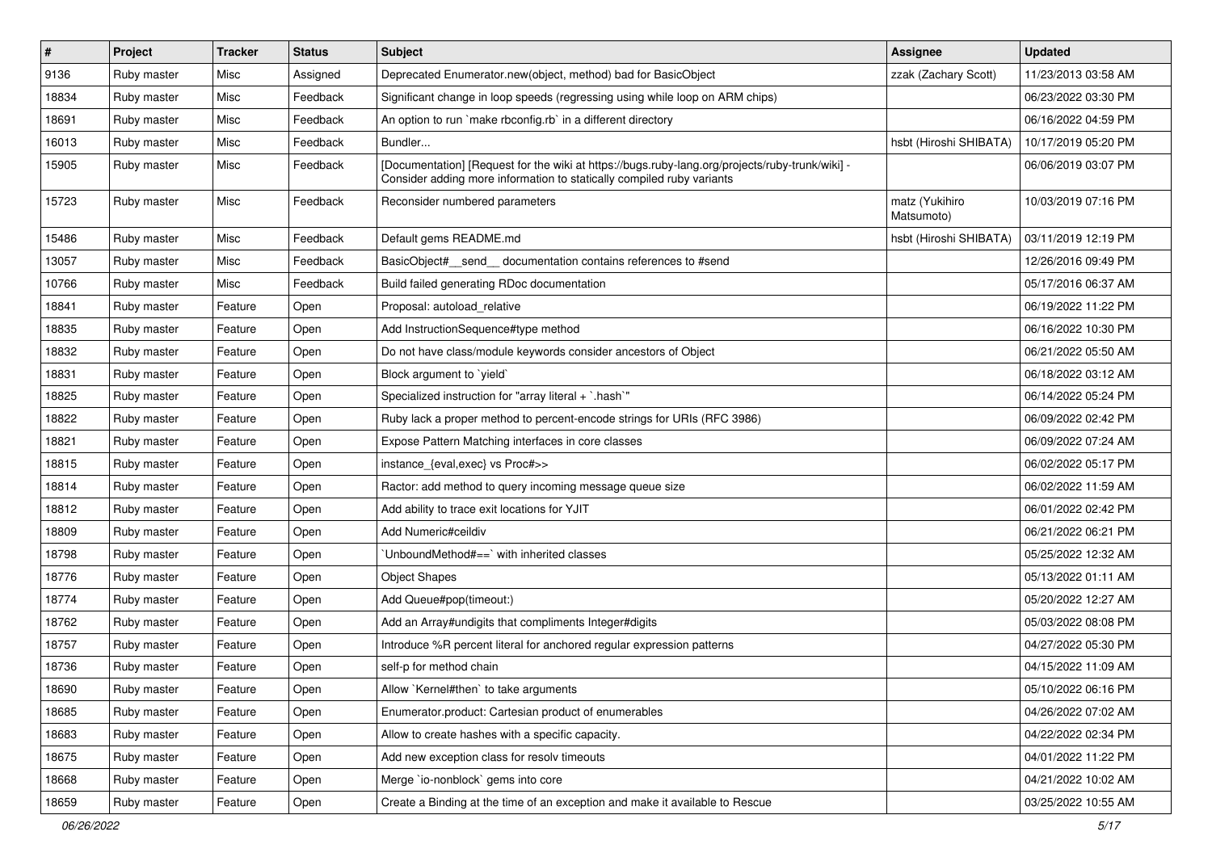| # | Project | Tracker | Status | Subject | Assignee | Updated |
|---|---|---|---|---|---|---|
| 9136 | Ruby master | Misc | Assigned | Deprecated Enumerator.new(object, method) bad for BasicObject | zzak (Zachary Scott) | 11/23/2013 03:58 AM |
| 18834 | Ruby master | Misc | Feedback | Significant change in loop speeds (regressing using while loop on ARM chips) | | 06/23/2022 03:30 PM |
| 18691 | Ruby master | Misc | Feedback | An option to run `make rbconfig.rb` in a different directory | | 06/16/2022 04:59 PM |
| 16013 | Ruby master | Misc | Feedback | Bundler... | hsbt (Hiroshi SHIBATA) | 10/17/2019 05:20 PM |
| 15905 | Ruby master | Misc | Feedback | [Documentation] [Request for the wiki at https://bugs.ruby-lang.org/projects/ruby-trunk/wiki] - Consider adding more information to statically compiled ruby variants | | 06/06/2019 03:07 PM |
| 15723 | Ruby master | Misc | Feedback | Reconsider numbered parameters | matz (Yukihiro Matsumoto) | 10/03/2019 07:16 PM |
| 15486 | Ruby master | Misc | Feedback | Default gems README.md | hsbt (Hiroshi SHIBATA) | 03/11/2019 12:19 PM |
| 13057 | Ruby master | Misc | Feedback | BasicObject#__send__ documentation contains references to #send | | 12/26/2016 09:49 PM |
| 10766 | Ruby master | Misc | Feedback | Build failed generating RDoc documentation | | 05/17/2016 06:37 AM |
| 18841 | Ruby master | Feature | Open | Proposal: autoload_relative | | 06/19/2022 11:22 PM |
| 18835 | Ruby master | Feature | Open | Add InstructionSequence#type method | | 06/16/2022 10:30 PM |
| 18832 | Ruby master | Feature | Open | Do not have class/module keywords consider ancestors of Object | | 06/21/2022 05:50 AM |
| 18831 | Ruby master | Feature | Open | Block argument to `yield` | | 06/18/2022 03:12 AM |
| 18825 | Ruby master | Feature | Open | Specialized instruction for "array literal + `.hash`" | | 06/14/2022 05:24 PM |
| 18822 | Ruby master | Feature | Open | Ruby lack a proper method to percent-encode strings for URIs (RFC 3986) | | 06/09/2022 02:42 PM |
| 18821 | Ruby master | Feature | Open | Expose Pattern Matching interfaces in core classes | | 06/09/2022 07:24 AM |
| 18815 | Ruby master | Feature | Open | instance_{eval,exec} vs Proc#>> | | 06/02/2022 05:17 PM |
| 18814 | Ruby master | Feature | Open | Ractor: add method to query incoming message queue size | | 06/02/2022 11:59 AM |
| 18812 | Ruby master | Feature | Open | Add ability to trace exit locations for YJIT | | 06/01/2022 02:42 PM |
| 18809 | Ruby master | Feature | Open | Add Numeric#ceildiv | | 06/21/2022 06:21 PM |
| 18798 | Ruby master | Feature | Open | `UnboundMethod#==` with inherited classes | | 05/25/2022 12:32 AM |
| 18776 | Ruby master | Feature | Open | Object Shapes | | 05/13/2022 01:11 AM |
| 18774 | Ruby master | Feature | Open | Add Queue#pop(timeout:) | | 05/20/2022 12:27 AM |
| 18762 | Ruby master | Feature | Open | Add an Array#undigits that compliments Integer#digits | | 05/03/2022 08:08 PM |
| 18757 | Ruby master | Feature | Open | Introduce %R percent literal for anchored regular expression patterns | | 04/27/2022 05:30 PM |
| 18736 | Ruby master | Feature | Open | self-p for method chain | | 04/15/2022 11:09 AM |
| 18690 | Ruby master | Feature | Open | Allow `Kernel#then` to take arguments | | 05/10/2022 06:16 PM |
| 18685 | Ruby master | Feature | Open | Enumerator.product: Cartesian product of enumerables | | 04/26/2022 07:02 AM |
| 18683 | Ruby master | Feature | Open | Allow to create hashes with a specific capacity. | | 04/22/2022 02:34 PM |
| 18675 | Ruby master | Feature | Open | Add new exception class for resolv timeouts | | 04/01/2022 11:22 PM |
| 18668 | Ruby master | Feature | Open | Merge `io-nonblock` gems into core | | 04/21/2022 10:02 AM |
| 18659 | Ruby master | Feature | Open | Create a Binding at the time of an exception and make it available to Rescue | | 03/25/2022 10:55 AM |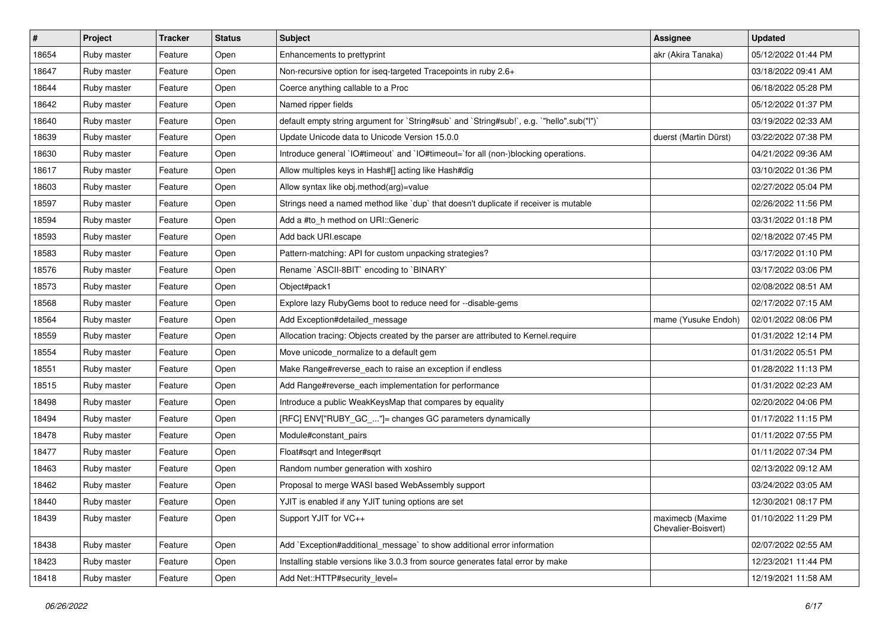| # | Project | Tracker | Status | Subject | Assignee | Updated |
|---|---|---|---|---|---|---|
| 18654 | Ruby master | Feature | Open | Enhancements to prettyprint | akr (Akira Tanaka) | 05/12/2022 01:44 PM |
| 18647 | Ruby master | Feature | Open | Non-recursive option for iseq-targeted Tracepoints in ruby 2.6+ | | 03/18/2022 09:41 AM |
| 18644 | Ruby master | Feature | Open | Coerce anything callable to a Proc | | 06/18/2022 05:28 PM |
| 18642 | Ruby master | Feature | Open | Named ripper fields | | 05/12/2022 01:37 PM |
| 18640 | Ruby master | Feature | Open | default empty string argument for `String#sub` and `String#sub!`, e.g. `"hello".sub("l")` | | 03/19/2022 02:33 AM |
| 18639 | Ruby master | Feature | Open | Update Unicode data to Unicode Version 15.0.0 | duerst (Martin Dürst) | 03/22/2022 07:38 PM |
| 18630 | Ruby master | Feature | Open | Introduce general `IO#timeout` and `IO#timeout=`for all (non-)blocking operations. | | 04/21/2022 09:36 AM |
| 18617 | Ruby master | Feature | Open | Allow multiples keys in Hash#[] acting like Hash#dig | | 03/10/2022 01:36 PM |
| 18603 | Ruby master | Feature | Open | Allow syntax like obj.method(arg)=value | | 02/27/2022 05:04 PM |
| 18597 | Ruby master | Feature | Open | Strings need a named method like `dup` that doesn't duplicate if receiver is mutable | | 02/26/2022 11:56 PM |
| 18594 | Ruby master | Feature | Open | Add a #to_h method on URI::Generic | | 03/31/2022 01:18 PM |
| 18593 | Ruby master | Feature | Open | Add back URI.escape | | 02/18/2022 07:45 PM |
| 18583 | Ruby master | Feature | Open | Pattern-matching: API for custom unpacking strategies? | | 03/17/2022 01:10 PM |
| 18576 | Ruby master | Feature | Open | Rename `ASCII-8BIT` encoding to `BINARY` | | 03/17/2022 03:06 PM |
| 18573 | Ruby master | Feature | Open | Object#pack1 | | 02/08/2022 08:51 AM |
| 18568 | Ruby master | Feature | Open | Explore lazy RubyGems boot to reduce need for --disable-gems | | 02/17/2022 07:15 AM |
| 18564 | Ruby master | Feature | Open | Add Exception#detailed_message | mame (Yusuke Endoh) | 02/01/2022 08:06 PM |
| 18559 | Ruby master | Feature | Open | Allocation tracing: Objects created by the parser are attributed to Kernel.require | | 01/31/2022 12:14 PM |
| 18554 | Ruby master | Feature | Open | Move unicode_normalize to a default gem | | 01/31/2022 05:51 PM |
| 18551 | Ruby master | Feature | Open | Make Range#reverse_each to raise an exception if endless | | 01/28/2022 11:13 PM |
| 18515 | Ruby master | Feature | Open | Add Range#reverse_each implementation for performance | | 01/31/2022 02:23 AM |
| 18498 | Ruby master | Feature | Open | Introduce a public WeakKeysMap that compares by equality | | 02/20/2022 04:06 PM |
| 18494 | Ruby master | Feature | Open | [RFC] ENV["RUBY_GC_..."]= changes GC parameters dynamically | | 01/17/2022 11:15 PM |
| 18478 | Ruby master | Feature | Open | Module#constant_pairs | | 01/11/2022 07:55 PM |
| 18477 | Ruby master | Feature | Open | Float#sqrt and Integer#sqrt | | 01/11/2022 07:34 PM |
| 18463 | Ruby master | Feature | Open | Random number generation with xoshiro | | 02/13/2022 09:12 AM |
| 18462 | Ruby master | Feature | Open | Proposal to merge WASI based WebAssembly support | | 03/24/2022 03:05 AM |
| 18440 | Ruby master | Feature | Open | YJIT is enabled if any YJIT tuning options are set | | 12/30/2021 08:17 PM |
| 18439 | Ruby master | Feature | Open | Support YJIT for VC++ | maximecb (Maxime Chevalier-Boisvert) | 01/10/2022 11:29 PM |
| 18438 | Ruby master | Feature | Open | Add `Exception#additional_message` to show additional error information | | 02/07/2022 02:55 AM |
| 18423 | Ruby master | Feature | Open | Installing stable versions like 3.0.3 from source generates fatal error by make | | 12/23/2021 11:44 PM |
| 18418 | Ruby master | Feature | Open | Add Net::HTTP#security_level= | | 12/19/2021 11:58 AM |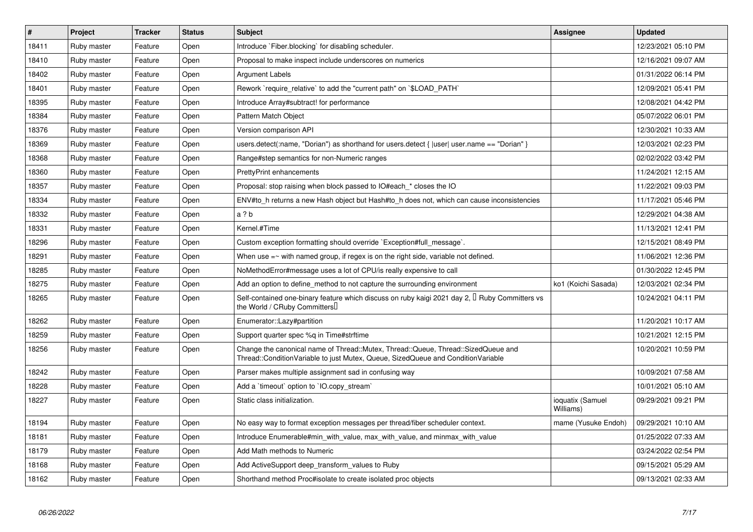| # | Project | Tracker | Status | Subject | Assignee | Updated |
|---|---|---|---|---|---|---|
| 18411 | Ruby master | Feature | Open | Introduce `Fiber.blocking` for disabling scheduler. | | 12/23/2021 05:10 PM |
| 18410 | Ruby master | Feature | Open | Proposal to make inspect include underscores on numerics | | 12/16/2021 09:07 AM |
| 18402 | Ruby master | Feature | Open | Argument Labels | | 01/31/2022 06:14 PM |
| 18401 | Ruby master | Feature | Open | Rework `require_relative` to add the "current path" on `$LOAD_PATH` | | 12/09/2021 05:41 PM |
| 18395 | Ruby master | Feature | Open | Introduce Array#subtract! for performance | | 12/08/2021 04:42 PM |
| 18384 | Ruby master | Feature | Open | Pattern Match Object | | 05/07/2022 06:01 PM |
| 18376 | Ruby master | Feature | Open | Version comparison API | | 12/30/2021 10:33 AM |
| 18369 | Ruby master | Feature | Open | users.detect(:name, "Dorian") as shorthand for users.detect { \|user\| user.name == "Dorian" } | | 12/03/2021 02:23 PM |
| 18368 | Ruby master | Feature | Open | Range#step semantics for non-Numeric ranges | | 02/02/2022 03:42 PM |
| 18360 | Ruby master | Feature | Open | PrettyPrint enhancements | | 11/24/2021 12:15 AM |
| 18357 | Ruby master | Feature | Open | Proposal: stop raising when block passed to IO#each_* closes the IO | | 11/22/2021 09:03 PM |
| 18334 | Ruby master | Feature | Open | ENV#to_h returns a new Hash object but Hash#to_h does not, which can cause inconsistencies | | 11/17/2021 05:46 PM |
| 18332 | Ruby master | Feature | Open | a ? b | | 12/29/2021 04:38 AM |
| 18331 | Ruby master | Feature | Open | Kernel.#Time | | 11/13/2021 12:41 PM |
| 18296 | Ruby master | Feature | Open | Custom exception formatting should override `Exception#full_message`. | | 12/15/2021 08:49 PM |
| 18291 | Ruby master | Feature | Open | When use =~ with named group, if regex is on the right side, variable not defined. | | 11/06/2021 12:36 PM |
| 18285 | Ruby master | Feature | Open | NoMethodError#message uses a lot of CPU/is really expensive to call | | 01/30/2022 12:45 PM |
| 18275 | Ruby master | Feature | Open | Add an option to define_method to not capture the surrounding environment | ko1 (Koichi Sasada) | 12/03/2021 02:34 PM |
| 18265 | Ruby master | Feature | Open | Self-contained one-binary feature which discuss on ruby kaigi 2021 day 2, 「Ruby Committers vs the World / CRuby Committers」 | | 10/24/2021 04:11 PM |
| 18262 | Ruby master | Feature | Open | Enumerator::Lazy#partition | | 11/20/2021 10:17 AM |
| 18259 | Ruby master | Feature | Open | Support quarter spec %q in Time#strftime | | 10/21/2021 12:15 PM |
| 18256 | Ruby master | Feature | Open | Change the canonical name of Thread::Mutex, Thread::Queue, Thread::SizedQueue and Thread::ConditionVariable to just Mutex, Queue, SizedQueue and ConditionVariable | | 10/20/2021 10:59 PM |
| 18242 | Ruby master | Feature | Open | Parser makes multiple assignment sad in confusing way | | 10/09/2021 07:58 AM |
| 18228 | Ruby master | Feature | Open | Add a `timeout` option to `IO.copy_stream` | | 10/01/2021 05:10 AM |
| 18227 | Ruby master | Feature | Open | Static class initialization. | ioquatix (Samuel Williams) | 09/29/2021 09:21 PM |
| 18194 | Ruby master | Feature | Open | No easy way to format exception messages per thread/fiber scheduler context. | mame (Yusuke Endoh) | 09/29/2021 10:10 AM |
| 18181 | Ruby master | Feature | Open | Introduce Enumerable#min_with_value, max_with_value, and minmax_with_value | | 01/25/2022 07:33 AM |
| 18179 | Ruby master | Feature | Open | Add Math methods to Numeric | | 03/24/2022 02:54 PM |
| 18168 | Ruby master | Feature | Open | Add ActiveSupport deep_transform_values to Ruby | | 09/15/2021 05:29 AM |
| 18162 | Ruby master | Feature | Open | Shorthand method Proc#isolate to create isolated proc objects | | 09/13/2021 02:33 AM |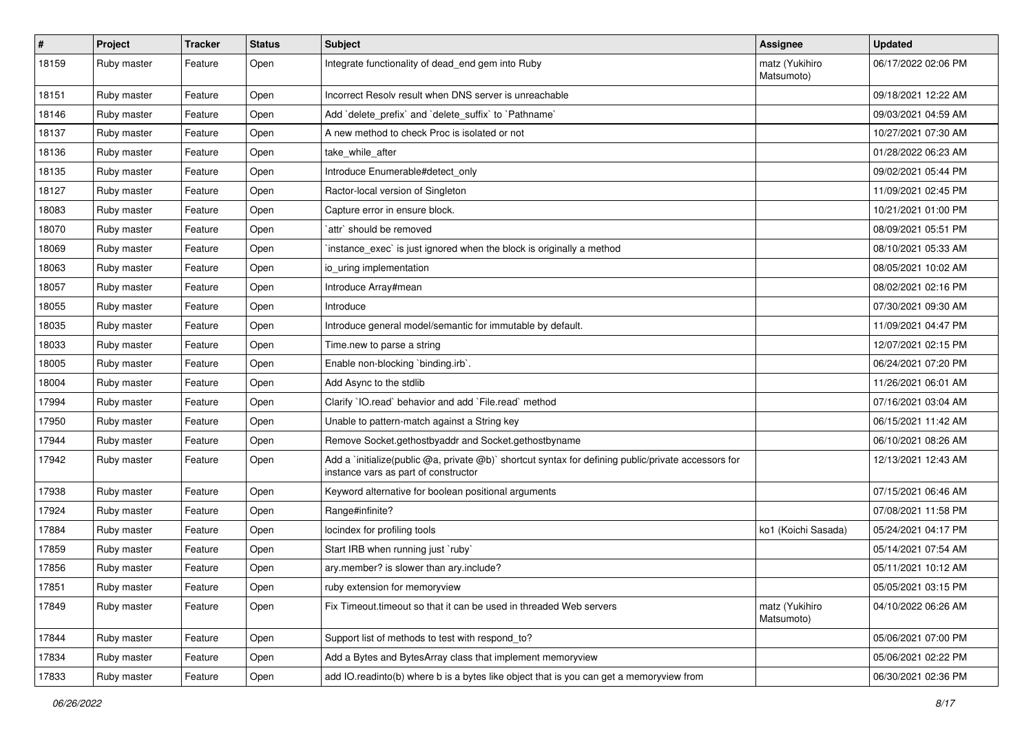| # | Project | Tracker | Status | Subject | Assignee | Updated |
|---|---|---|---|---|---|---|
| 18159 | Ruby master | Feature | Open | Integrate functionality of dead_end gem into Ruby | matz (Yukihiro Matsumoto) | 06/17/2022 02:06 PM |
| 18151 | Ruby master | Feature | Open | Incorrect Resolv result when DNS server is unreachable | | 09/18/2021 12:22 AM |
| 18146 | Ruby master | Feature | Open | Add `delete_prefix` and `delete_suffix` to `Pathname` | | 09/03/2021 04:59 AM |
| 18137 | Ruby master | Feature | Open | A new method to check Proc is isolated or not | | 10/27/2021 07:30 AM |
| 18136 | Ruby master | Feature | Open | take_while_after | | 01/28/2022 06:23 AM |
| 18135 | Ruby master | Feature | Open | Introduce Enumerable#detect_only | | 09/02/2021 05:44 PM |
| 18127 | Ruby master | Feature | Open | Ractor-local version of Singleton | | 11/09/2021 02:45 PM |
| 18083 | Ruby master | Feature | Open | Capture error in ensure block. | | 10/21/2021 01:00 PM |
| 18070 | Ruby master | Feature | Open | `attr` should be removed | | 08/09/2021 05:51 PM |
| 18069 | Ruby master | Feature | Open | `instance_exec` is just ignored when the block is originally a method | | 08/10/2021 05:33 AM |
| 18063 | Ruby master | Feature | Open | io_uring implementation | | 08/05/2021 10:02 AM |
| 18057 | Ruby master | Feature | Open | Introduce Array#mean | | 08/02/2021 02:16 PM |
| 18055 | Ruby master | Feature | Open | Introduce | | 07/30/2021 09:30 AM |
| 18035 | Ruby master | Feature | Open | Introduce general model/semantic for immutable by default. | | 11/09/2021 04:47 PM |
| 18033 | Ruby master | Feature | Open | Time.new to parse a string | | 12/07/2021 02:15 PM |
| 18005 | Ruby master | Feature | Open | Enable non-blocking `binding.irb`. | | 06/24/2021 07:20 PM |
| 18004 | Ruby master | Feature | Open | Add Async to the stdlib | | 11/26/2021 06:01 AM |
| 17994 | Ruby master | Feature | Open | Clarify `IO.read` behavior and add `File.read` method | | 07/16/2021 03:04 AM |
| 17950 | Ruby master | Feature | Open | Unable to pattern-match against a String key | | 06/15/2021 11:42 AM |
| 17944 | Ruby master | Feature | Open | Remove Socket.gethostbyaddr and Socket.gethostbyname | | 06/10/2021 08:26 AM |
| 17942 | Ruby master | Feature | Open | Add a `initialize(public @a, private @b)` shortcut syntax for defining public/private accessors for instance vars as part of constructor | | 12/13/2021 12:43 AM |
| 17938 | Ruby master | Feature | Open | Keyword alternative for boolean positional arguments | | 07/15/2021 06:46 AM |
| 17924 | Ruby master | Feature | Open | Range#infinite? | | 07/08/2021 11:58 PM |
| 17884 | Ruby master | Feature | Open | locindex for profiling tools | ko1 (Koichi Sasada) | 05/24/2021 04:17 PM |
| 17859 | Ruby master | Feature | Open | Start IRB when running just `ruby` | | 05/14/2021 07:54 AM |
| 17856 | Ruby master | Feature | Open | ary.member? is slower than ary.include? | | 05/11/2021 10:12 AM |
| 17851 | Ruby master | Feature | Open | ruby extension for memoryview | | 05/05/2021 03:15 PM |
| 17849 | Ruby master | Feature | Open | Fix Timeout.timeout so that it can be used in threaded Web servers | matz (Yukihiro Matsumoto) | 04/10/2022 06:26 AM |
| 17844 | Ruby master | Feature | Open | Support list of methods to test with respond_to? | | 05/06/2021 07:00 PM |
| 17834 | Ruby master | Feature | Open | Add a Bytes and BytesArray class that implement memoryview | | 05/06/2021 02:22 PM |
| 17833 | Ruby master | Feature | Open | add IO.readinto(b) where b is a bytes like object that is you can get a memoryview from | | 06/30/2021 02:36 PM |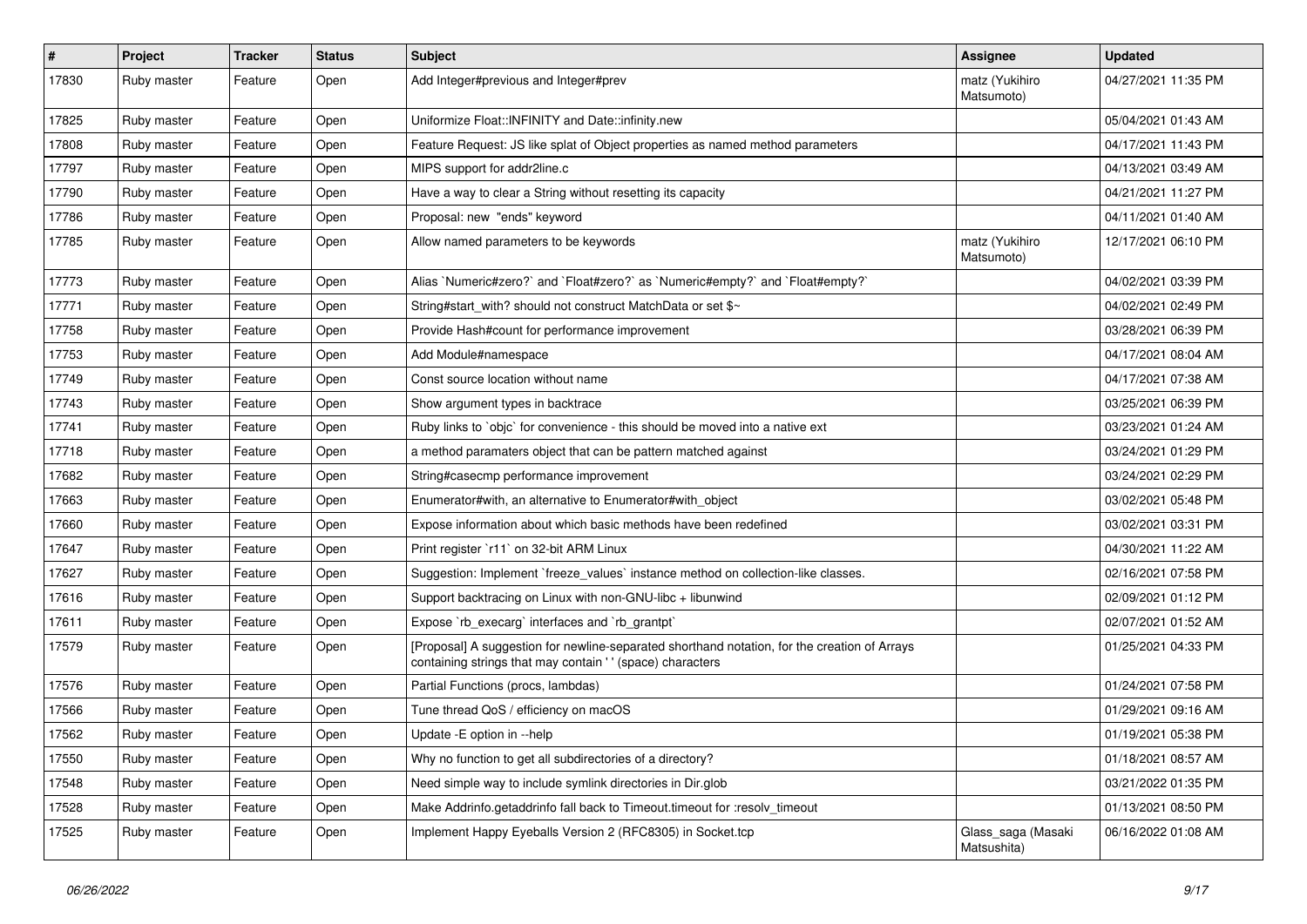| # | Project | Tracker | Status | Subject | Assignee | Updated |
| --- | --- | --- | --- | --- | --- | --- |
| 17830 | Ruby master | Feature | Open | Add Integer#previous and Integer#prev | matz (Yukihiro Matsumoto) | 04/27/2021 11:35 PM |
| 17825 | Ruby master | Feature | Open | Uniformize Float::INFINITY and Date::infinity.new | | 05/04/2021 01:43 AM |
| 17808 | Ruby master | Feature | Open | Feature Request: JS like splat of Object properties as named method parameters | | 04/17/2021 11:43 PM |
| 17797 | Ruby master | Feature | Open | MIPS support for addr2line.c | | 04/13/2021 03:49 AM |
| 17790 | Ruby master | Feature | Open | Have a way to clear a String without resetting its capacity | | 04/21/2021 11:27 PM |
| 17786 | Ruby master | Feature | Open | Proposal: new "ends" keyword | | 04/11/2021 01:40 AM |
| 17785 | Ruby master | Feature | Open | Allow named parameters to be keywords | matz (Yukihiro Matsumoto) | 12/17/2021 06:10 PM |
| 17773 | Ruby master | Feature | Open | Alias `Numeric#zero?` and `Float#zero?` as `Numeric#empty?` and `Float#empty?` | | 04/02/2021 03:39 PM |
| 17771 | Ruby master | Feature | Open | String#start_with? should not construct MatchData or set $~ | | 04/02/2021 02:49 PM |
| 17758 | Ruby master | Feature | Open | Provide Hash#count for performance improvement | | 03/28/2021 06:39 PM |
| 17753 | Ruby master | Feature | Open | Add Module#namespace | | 04/17/2021 08:04 AM |
| 17749 | Ruby master | Feature | Open | Const source location without name | | 04/17/2021 07:38 AM |
| 17743 | Ruby master | Feature | Open | Show argument types in backtrace | | 03/25/2021 06:39 PM |
| 17741 | Ruby master | Feature | Open | Ruby links to `objc` for convenience - this should be moved into a native ext | | 03/23/2021 01:24 AM |
| 17718 | Ruby master | Feature | Open | a method paramaters object that can be pattern matched against | | 03/24/2021 01:29 PM |
| 17682 | Ruby master | Feature | Open | String#casecmp performance improvement | | 03/24/2021 02:29 PM |
| 17663 | Ruby master | Feature | Open | Enumerator#with, an alternative to Enumerator#with_object | | 03/02/2021 05:48 PM |
| 17660 | Ruby master | Feature | Open | Expose information about which basic methods have been redefined | | 03/02/2021 03:31 PM |
| 17647 | Ruby master | Feature | Open | Print register `r11` on 32-bit ARM Linux | | 04/30/2021 11:22 AM |
| 17627 | Ruby master | Feature | Open | Suggestion: Implement `freeze_values` instance method on collection-like classes. | | 02/16/2021 07:58 PM |
| 17616 | Ruby master | Feature | Open | Support backtracing on Linux with non-GNU-libc + libunwind | | 02/09/2021 01:12 PM |
| 17611 | Ruby master | Feature | Open | Expose `rb_execarg` interfaces and `rb_grantpt` | | 02/07/2021 01:52 AM |
| 17579 | Ruby master | Feature | Open | [Proposal] A suggestion for newline-separated shorthand notation, for the creation of Arrays containing strings that may contain ' ' (space) characters | | 01/25/2021 04:33 PM |
| 17576 | Ruby master | Feature | Open | Partial Functions (procs, lambdas) | | 01/24/2021 07:58 PM |
| 17566 | Ruby master | Feature | Open | Tune thread QoS / efficiency on macOS | | 01/29/2021 09:16 AM |
| 17562 | Ruby master | Feature | Open | Update -E option in --help | | 01/19/2021 05:38 PM |
| 17550 | Ruby master | Feature | Open | Why no function to get all subdirectories of a directory? | | 01/18/2021 08:57 AM |
| 17548 | Ruby master | Feature | Open | Need simple way to include symlink directories in Dir.glob | | 03/21/2022 01:35 PM |
| 17528 | Ruby master | Feature | Open | Make Addrinfo.getaddrinfo fall back to Timeout.timeout for :resolv_timeout | | 01/13/2021 08:50 PM |
| 17525 | Ruby master | Feature | Open | Implement Happy Eyeballs Version 2 (RFC8305) in Socket.tcp | Glass_saga (Masaki Matsushita) | 06/16/2022 01:08 AM |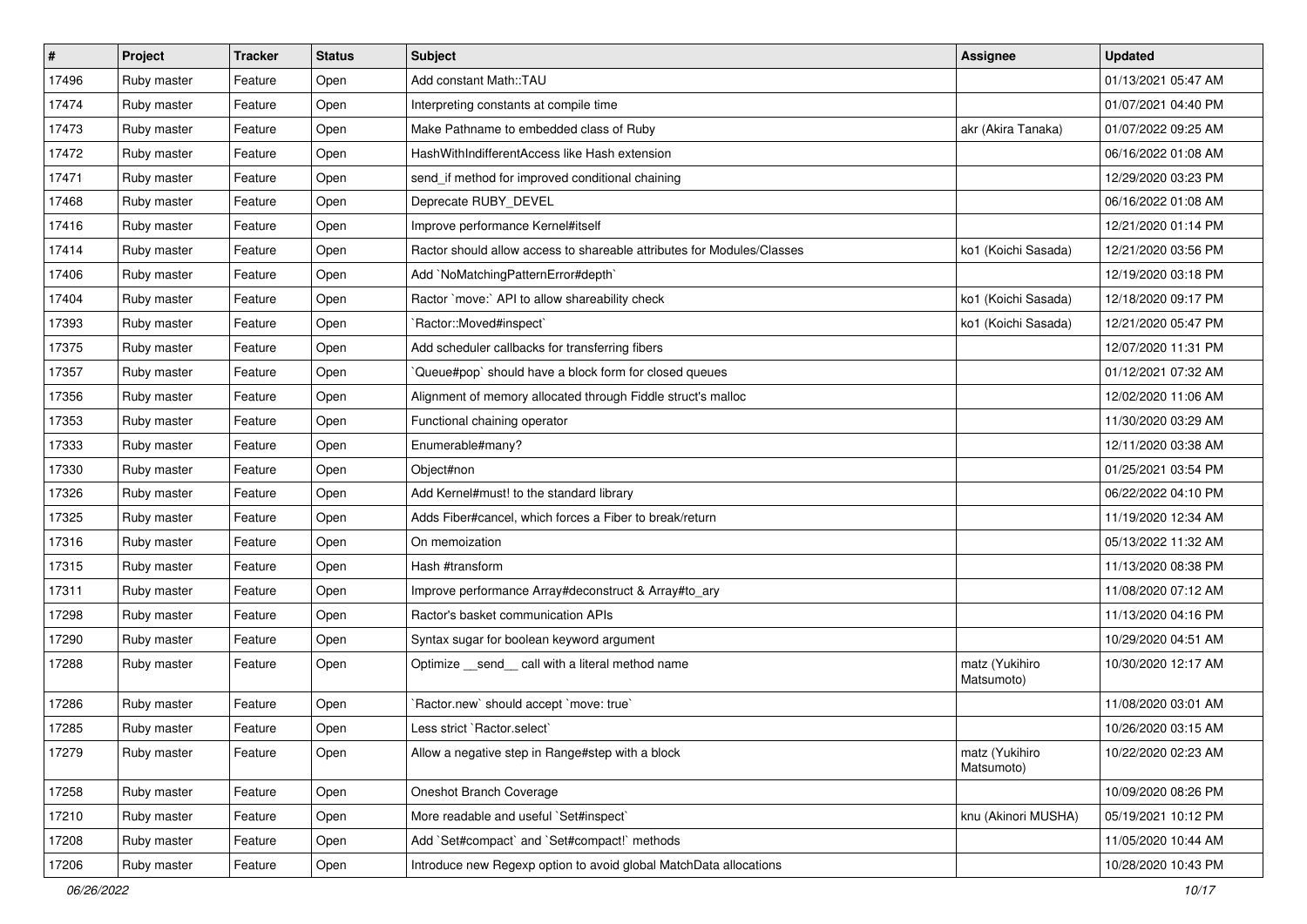| # | Project | Tracker | Status | Subject | Assignee | Updated |
|---|---|---|---|---|---|---|
| 17496 | Ruby master | Feature | Open | Add constant Math::TAU | | 01/13/2021 05:47 AM |
| 17474 | Ruby master | Feature | Open | Interpreting constants at compile time | | 01/07/2021 04:40 PM |
| 17473 | Ruby master | Feature | Open | Make Pathname to embedded class of Ruby | akr (Akira Tanaka) | 01/07/2022 09:25 AM |
| 17472 | Ruby master | Feature | Open | HashWithIndifferentAccess like Hash extension | | 06/16/2022 01:08 AM |
| 17471 | Ruby master | Feature | Open | send_if method for improved conditional chaining | | 12/29/2020 03:23 PM |
| 17468 | Ruby master | Feature | Open | Deprecate RUBY_DEVEL | | 06/16/2022 01:08 AM |
| 17416 | Ruby master | Feature | Open | Improve performance Kernel#itself | | 12/21/2020 01:14 PM |
| 17414 | Ruby master | Feature | Open | Ractor should allow access to shareable attributes for Modules/Classes | ko1 (Koichi Sasada) | 12/21/2020 03:56 PM |
| 17406 | Ruby master | Feature | Open | Add `NoMatchingPatternError#depth` | | 12/19/2020 03:18 PM |
| 17404 | Ruby master | Feature | Open | Ractor `move:` API to allow shareability check | ko1 (Koichi Sasada) | 12/18/2020 09:17 PM |
| 17393 | Ruby master | Feature | Open | `Ractor::Moved#inspect` | ko1 (Koichi Sasada) | 12/21/2020 05:47 PM |
| 17375 | Ruby master | Feature | Open | Add scheduler callbacks for transferring fibers | | 12/07/2020 11:31 PM |
| 17357 | Ruby master | Feature | Open | `Queue#pop` should have a block form for closed queues | | 01/12/2021 07:32 AM |
| 17356 | Ruby master | Feature | Open | Alignment of memory allocated through Fiddle struct's malloc | | 12/02/2020 11:06 AM |
| 17353 | Ruby master | Feature | Open | Functional chaining operator | | 11/30/2020 03:29 AM |
| 17333 | Ruby master | Feature | Open | Enumerable#many? | | 12/11/2020 03:38 AM |
| 17330 | Ruby master | Feature | Open | Object#non | | 01/25/2021 03:54 PM |
| 17326 | Ruby master | Feature | Open | Add Kernel#must! to the standard library | | 06/22/2022 04:10 PM |
| 17325 | Ruby master | Feature | Open | Adds Fiber#cancel, which forces a Fiber to break/return | | 11/19/2020 12:34 AM |
| 17316 | Ruby master | Feature | Open | On memoization | | 05/13/2022 11:32 AM |
| 17315 | Ruby master | Feature | Open | Hash #transform | | 11/13/2020 08:38 PM |
| 17311 | Ruby master | Feature | Open | Improve performance Array#deconstruct & Array#to_ary | | 11/08/2020 07:12 AM |
| 17298 | Ruby master | Feature | Open | Ractor's basket communication APIs | | 11/13/2020 04:16 PM |
| 17290 | Ruby master | Feature | Open | Syntax sugar for boolean keyword argument | | 10/29/2020 04:51 AM |
| 17288 | Ruby master | Feature | Open | Optimize __send__ call with a literal method name | matz (Yukihiro Matsumoto) | 10/30/2020 12:17 AM |
| 17286 | Ruby master | Feature | Open | `Ractor.new` should accept `move: true` | | 11/08/2020 03:01 AM |
| 17285 | Ruby master | Feature | Open | Less strict `Ractor.select` | | 10/26/2020 03:15 AM |
| 17279 | Ruby master | Feature | Open | Allow a negative step in Range#step with a block | matz (Yukihiro Matsumoto) | 10/22/2020 02:23 AM |
| 17258 | Ruby master | Feature | Open | Oneshot Branch Coverage | | 10/09/2020 08:26 PM |
| 17210 | Ruby master | Feature | Open | More readable and useful `Set#inspect` | knu (Akinori MUSHA) | 05/19/2021 10:12 PM |
| 17208 | Ruby master | Feature | Open | Add `Set#compact` and `Set#compact!` methods | | 11/05/2020 10:44 AM |
| 17206 | Ruby master | Feature | Open | Introduce new Regexp option to avoid global MatchData allocations | | 10/28/2020 10:43 PM |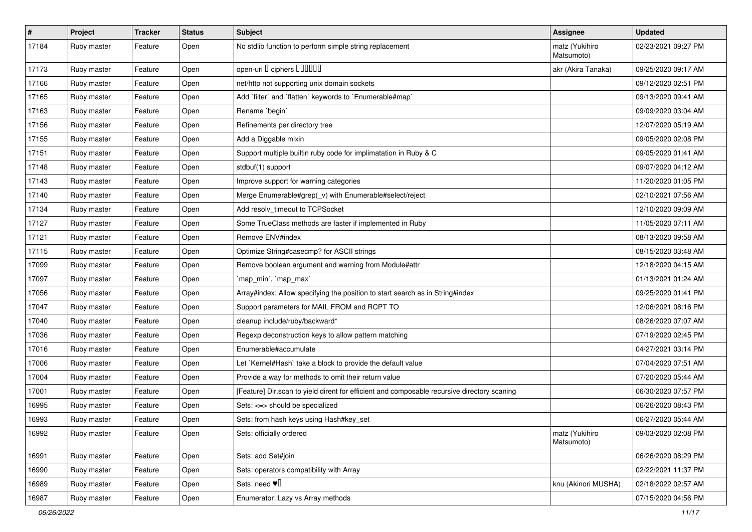| # | Project | Tracker | Status | Subject | Assignee | Updated |
|---|---|---|---|---|---|---|
| 17184 | Ruby master | Feature | Open | No stdlib function to perform simple string replacement | matz (Yukihiro Matsumoto) | 02/23/2021 09:27 PM |
| 17173 | Ruby master | Feature | Open | open-uri � ciphers ������ | akr (Akira Tanaka) | 09/25/2020 09:17 AM |
| 17166 | Ruby master | Feature | Open | net/http not supporting unix domain sockets | | 09/12/2020 02:51 PM |
| 17165 | Ruby master | Feature | Open | Add `filter` and `flatten` keywords to `Enumerable#map` | | 09/13/2020 09:41 AM |
| 17163 | Ruby master | Feature | Open | Rename `begin` | | 09/09/2020 03:04 AM |
| 17156 | Ruby master | Feature | Open | Refinements per directory tree | | 12/07/2020 05:19 AM |
| 17155 | Ruby master | Feature | Open | Add a Diggable mixin | | 09/05/2020 02:08 PM |
| 17151 | Ruby master | Feature | Open | Support multiple builtin ruby code for implimatation in Ruby & C | | 09/05/2020 01:41 AM |
| 17148 | Ruby master | Feature | Open | stdbuf(1) support | | 09/07/2020 04:12 AM |
| 17143 | Ruby master | Feature | Open | Improve support for warning categories | | 11/20/2020 01:05 PM |
| 17140 | Ruby master | Feature | Open | Merge Enumerable#grep(_v) with Enumerable#select/reject | | 02/10/2021 07:56 AM |
| 17134 | Ruby master | Feature | Open | Add resolv_timeout to TCPSocket | | 12/10/2020 09:09 AM |
| 17127 | Ruby master | Feature | Open | Some TrueClass methods are faster if implemented in Ruby | | 11/05/2020 07:11 AM |
| 17121 | Ruby master | Feature | Open | Remove ENV#index | | 08/13/2020 09:58 AM |
| 17115 | Ruby master | Feature | Open | Optimize String#casecmp? for ASCII strings | | 08/15/2020 03:48 AM |
| 17099 | Ruby master | Feature | Open | Remove boolean argument and warning from Module#attr | | 12/18/2020 04:15 AM |
| 17097 | Ruby master | Feature | Open | `map_min`, `map_max` | | 01/13/2021 01:24 AM |
| 17056 | Ruby master | Feature | Open | Array#index: Allow specifying the position to start search as in String#index | | 09/25/2020 01:41 PM |
| 17047 | Ruby master | Feature | Open | Support parameters for MAIL FROM and RCPT TO | | 12/06/2021 08:16 PM |
| 17040 | Ruby master | Feature | Open | cleanup include/ruby/backward* | | 08/26/2020 07:07 AM |
| 17036 | Ruby master | Feature | Open | Regexp deconstruction keys to allow pattern matching | | 07/19/2020 02:45 PM |
| 17016 | Ruby master | Feature | Open | Enumerable#accumulate | | 04/27/2021 03:14 PM |
| 17006 | Ruby master | Feature | Open | Let `Kernel#Hash` take a block to provide the default value | | 07/04/2020 07:51 AM |
| 17004 | Ruby master | Feature | Open | Provide a way for methods to omit their return value | | 07/20/2020 05:44 AM |
| 17001 | Ruby master | Feature | Open | [Feature] Dir.scan to yield dirent for efficient and composable recursive directory scaning | | 06/30/2020 07:57 PM |
| 16995 | Ruby master | Feature | Open | Sets: <=> should be specialized | | 06/26/2020 08:43 PM |
| 16993 | Ruby master | Feature | Open | Sets: from hash keys using Hash#key_set | | 06/27/2020 05:44 AM |
| 16992 | Ruby master | Feature | Open | Sets: officially ordered | matz (Yukihiro Matsumoto) | 09/03/2020 02:08 PM |
| 16991 | Ruby master | Feature | Open | Sets: add Set#join | | 06/26/2020 08:29 PM |
| 16990 | Ruby master | Feature | Open | Sets: operators compatibility with Array | | 02/22/2021 11:37 PM |
| 16989 | Ruby master | Feature | Open | Sets: need ♥� | knu (Akinori MUSHA) | 02/18/2022 02:57 AM |
| 16987 | Ruby master | Feature | Open | Enumerator::Lazy vs Array methods | | 07/15/2020 04:56 PM |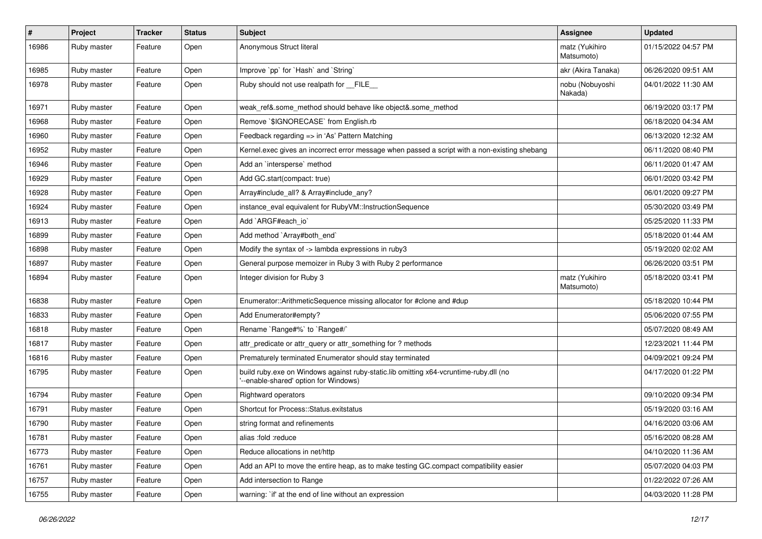| # | Project | Tracker | Status | Subject | Assignee | Updated |
|---|---|---|---|---|---|---|
| 16986 | Ruby master | Feature | Open | Anonymous Struct literal | matz (Yukihiro Matsumoto) | 01/15/2022 04:57 PM |
| 16985 | Ruby master | Feature | Open | Improve `pp` for `Hash` and `String` | akr (Akira Tanaka) | 06/26/2020 09:51 AM |
| 16978 | Ruby master | Feature | Open | Ruby should not use realpath for __FILE__ | nobu (Nobuyoshi Nakada) | 04/01/2022 11:30 AM |
| 16971 | Ruby master | Feature | Open | weak_ref&.some_method should behave like object&.some_method | | 06/19/2020 03:17 PM |
| 16968 | Ruby master | Feature | Open | Remove `$IGNORECASE` from English.rb | | 06/18/2020 04:34 AM |
| 16960 | Ruby master | Feature | Open | Feedback regarding => in 'As' Pattern Matching | | 06/13/2020 12:32 AM |
| 16952 | Ruby master | Feature | Open | Kernel.exec gives an incorrect error message when passed a script with a non-existing shebang | | 06/11/2020 08:40 PM |
| 16946 | Ruby master | Feature | Open | Add an `intersperse` method | | 06/11/2020 01:47 AM |
| 16929 | Ruby master | Feature | Open | Add GC.start(compact: true) | | 06/01/2020 03:42 PM |
| 16928 | Ruby master | Feature | Open | Array#include_all? & Array#include_any? | | 06/01/2020 09:27 PM |
| 16924 | Ruby master | Feature | Open | instance_eval equivalent for RubyVM::InstructionSequence | | 05/30/2020 03:49 PM |
| 16913 | Ruby master | Feature | Open | Add `ARGF#each_io` | | 05/25/2020 11:33 PM |
| 16899 | Ruby master | Feature | Open | Add method `Array#both_end` | | 05/18/2020 01:44 AM |
| 16898 | Ruby master | Feature | Open | Modify the syntax of -> lambda expressions in ruby3 | | 05/19/2020 02:02 AM |
| 16897 | Ruby master | Feature | Open | General purpose memoizer in Ruby 3 with Ruby 2 performance | | 06/26/2020 03:51 PM |
| 16894 | Ruby master | Feature | Open | Integer division for Ruby 3 | matz (Yukihiro Matsumoto) | 05/18/2020 03:41 PM |
| 16838 | Ruby master | Feature | Open | Enumerator::ArithmeticSequence missing allocator for #clone and #dup | | 05/18/2020 10:44 PM |
| 16833 | Ruby master | Feature | Open | Add Enumerator#empty? | | 05/06/2020 07:55 PM |
| 16818 | Ruby master | Feature | Open | Rename `Range#%` to `Range#/` | | 05/07/2020 08:49 AM |
| 16817 | Ruby master | Feature | Open | attr_predicate or attr_query or attr_something for ? methods | | 12/23/2021 11:44 PM |
| 16816 | Ruby master | Feature | Open | Prematurely terminated Enumerator should stay terminated | | 04/09/2021 09:24 PM |
| 16795 | Ruby master | Feature | Open | build ruby.exe on Windows against ruby-static.lib omitting x64-vcruntime-ruby.dll (no '--enable-shared' option for Windows) | | 04/17/2020 01:22 PM |
| 16794 | Ruby master | Feature | Open | Rightward operators | | 09/10/2020 09:34 PM |
| 16791 | Ruby master | Feature | Open | Shortcut for Process::Status.exitstatus | | 05/19/2020 03:16 AM |
| 16790 | Ruby master | Feature | Open | string format and refinements | | 04/16/2020 03:06 AM |
| 16781 | Ruby master | Feature | Open | alias :fold :reduce | | 05/16/2020 08:28 AM |
| 16773 | Ruby master | Feature | Open | Reduce allocations in net/http | | 04/10/2020 11:36 AM |
| 16761 | Ruby master | Feature | Open | Add an API to move the entire heap, as to make testing GC.compact compatibility easier | | 05/07/2020 04:03 PM |
| 16757 | Ruby master | Feature | Open | Add intersection to Range | | 01/22/2022 07:26 AM |
| 16755 | Ruby master | Feature | Open | warning: `if' at the end of line without an expression | | 04/03/2020 11:28 PM |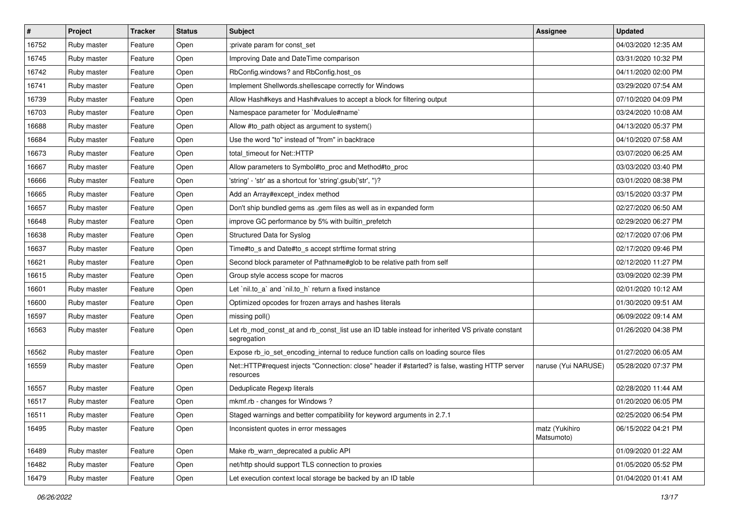| # | Project | Tracker | Status | Subject | Assignee | Updated |
|---|---|---|---|---|---|---|
| 16752 | Ruby master | Feature | Open | :private param for const_set | | 04/03/2020 12:35 AM |
| 16745 | Ruby master | Feature | Open | Improving Date and DateTime comparison | | 03/31/2020 10:32 PM |
| 16742 | Ruby master | Feature | Open | RbConfig.windows? and RbConfig.host_os | | 04/11/2020 02:00 PM |
| 16741 | Ruby master | Feature | Open | Implement Shellwords.shellescape correctly for Windows | | 03/29/2020 07:54 AM |
| 16739 | Ruby master | Feature | Open | Allow Hash#keys and Hash#values to accept a block for filtering output | | 07/10/2020 04:09 PM |
| 16703 | Ruby master | Feature | Open | Namespace parameter for `Module#name` | | 03/24/2020 10:08 AM |
| 16688 | Ruby master | Feature | Open | Allow #to_path object as argument to system() | | 04/13/2020 05:37 PM |
| 16684 | Ruby master | Feature | Open | Use the word "to" instead of "from" in backtrace | | 04/10/2020 07:58 AM |
| 16673 | Ruby master | Feature | Open | total_timeout for Net::HTTP | | 03/07/2020 06:25 AM |
| 16667 | Ruby master | Feature | Open | Allow parameters to Symbol#to_proc and Method#to_proc | | 03/03/2020 03:40 PM |
| 16666 | Ruby master | Feature | Open | 'string' - 'str' as a shortcut for 'string'.gsub('str', '')? | | 03/01/2020 08:38 PM |
| 16665 | Ruby master | Feature | Open | Add an Array#except_index method | | 03/15/2020 03:37 PM |
| 16657 | Ruby master | Feature | Open | Don't ship bundled gems as .gem files as well as in expanded form | | 02/27/2020 06:50 AM |
| 16648 | Ruby master | Feature | Open | improve GC performance by 5% with builtin_prefetch | | 02/29/2020 06:27 PM |
| 16638 | Ruby master | Feature | Open | Structured Data for Syslog | | 02/17/2020 07:06 PM |
| 16637 | Ruby master | Feature | Open | Time#to_s and Date#to_s accept strftime format string | | 02/17/2020 09:46 PM |
| 16621 | Ruby master | Feature | Open | Second block parameter of Pathname#glob to be relative path from self | | 02/12/2020 11:27 PM |
| 16615 | Ruby master | Feature | Open | Group style access scope for macros | | 03/09/2020 02:39 PM |
| 16601 | Ruby master | Feature | Open | Let `nil.to_a` and `nil.to_h` return a fixed instance | | 02/01/2020 10:12 AM |
| 16600 | Ruby master | Feature | Open | Optimized opcodes for frozen arrays and hashes literals | | 01/30/2020 09:51 AM |
| 16597 | Ruby master | Feature | Open | missing poll() | | 06/09/2022 09:14 AM |
| 16563 | Ruby master | Feature | Open | Let rb_mod_const_at and rb_const_list use an ID table instead for inherited VS private constant segregation | | 01/26/2020 04:38 PM |
| 16562 | Ruby master | Feature | Open | Expose rb_io_set_encoding_internal to reduce function calls on loading source files | | 01/27/2020 06:05 AM |
| 16559 | Ruby master | Feature | Open | Net::HTTP#request injects "Connection: close" header if #started? is false, wasting HTTP server resources | naruse (Yui NARUSE) | 05/28/2020 07:37 PM |
| 16557 | Ruby master | Feature | Open | Deduplicate Regexp literals | | 02/28/2020 11:44 AM |
| 16517 | Ruby master | Feature | Open | mkmf.rb - changes for Windows ? | | 01/20/2020 06:05 PM |
| 16511 | Ruby master | Feature | Open | Staged warnings and better compatibility for keyword arguments in 2.7.1 | | 02/25/2020 06:54 PM |
| 16495 | Ruby master | Feature | Open | Inconsistent quotes in error messages | matz (Yukihiro Matsumoto) | 06/15/2022 04:21 PM |
| 16489 | Ruby master | Feature | Open | Make rb_warn_deprecated a public API | | 01/09/2020 01:22 AM |
| 16482 | Ruby master | Feature | Open | net/http should support TLS connection to proxies | | 01/05/2020 05:52 PM |
| 16479 | Ruby master | Feature | Open | Let execution context local storage be backed by an ID table | | 01/04/2020 01:41 AM |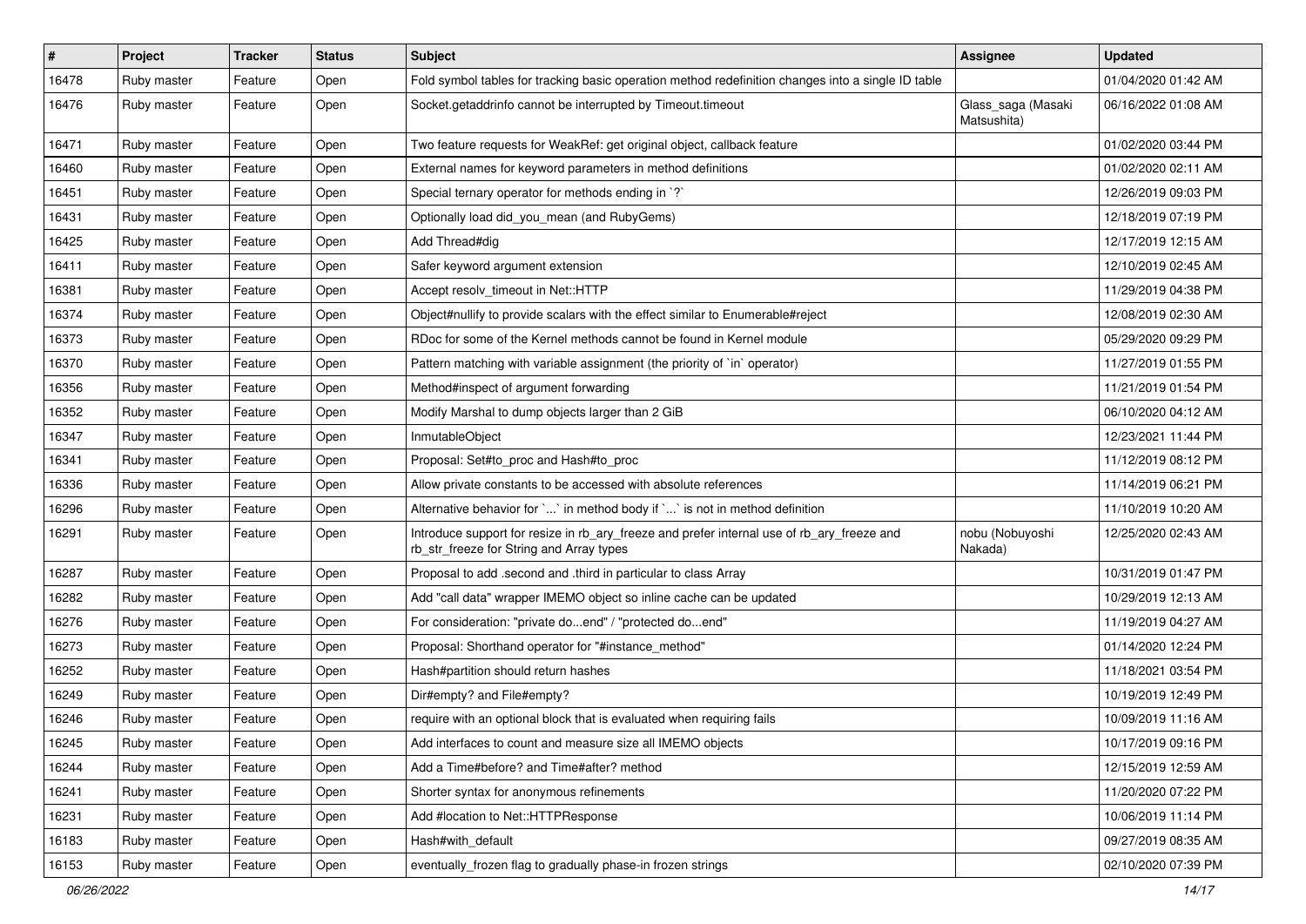| # | Project | Tracker | Status | Subject | Assignee | Updated |
|---|---|---|---|---|---|---|
| 16478 | Ruby master | Feature | Open | Fold symbol tables for tracking basic operation method redefinition changes into a single ID table | | 01/04/2020 01:42 AM |
| 16476 | Ruby master | Feature | Open | Socket.getaddrinfo cannot be interrupted by Timeout.timeout | Glass_saga (Masaki Matsushita) | 06/16/2022 01:08 AM |
| 16471 | Ruby master | Feature | Open | Two feature requests for WeakRef: get original object, callback feature | | 01/02/2020 03:44 PM |
| 16460 | Ruby master | Feature | Open | External names for keyword parameters in method definitions | | 01/02/2020 02:11 AM |
| 16451 | Ruby master | Feature | Open | Special ternary operator for methods ending in `?` | | 12/26/2019 09:03 PM |
| 16431 | Ruby master | Feature | Open | Optionally load did_you_mean (and RubyGems) | | 12/18/2019 07:19 PM |
| 16425 | Ruby master | Feature | Open | Add Thread#dig | | 12/17/2019 12:15 AM |
| 16411 | Ruby master | Feature | Open | Safer keyword argument extension | | 12/10/2019 02:45 AM |
| 16381 | Ruby master | Feature | Open | Accept resolv_timeout in Net::HTTP | | 11/29/2019 04:38 PM |
| 16374 | Ruby master | Feature | Open | Object#nullify to provide scalars with the effect similar to Enumerable#reject | | 12/08/2019 02:30 AM |
| 16373 | Ruby master | Feature | Open | RDoc for some of the Kernel methods cannot be found in Kernel module | | 05/29/2020 09:29 PM |
| 16370 | Ruby master | Feature | Open | Pattern matching with variable assignment (the priority of `in` operator) | | 11/27/2019 01:55 PM |
| 16356 | Ruby master | Feature | Open | Method#inspect of argument forwarding | | 11/21/2019 01:54 PM |
| 16352 | Ruby master | Feature | Open | Modify Marshal to dump objects larger than 2 GiB | | 06/10/2020 04:12 AM |
| 16347 | Ruby master | Feature | Open | InmutableObject | | 12/23/2021 11:44 PM |
| 16341 | Ruby master | Feature | Open | Proposal: Set#to_proc and Hash#to_proc | | 11/12/2019 08:12 PM |
| 16336 | Ruby master | Feature | Open | Allow private constants to be accessed with absolute references | | 11/14/2019 06:21 PM |
| 16296 | Ruby master | Feature | Open | Alternative behavior for `...` in method body if `...` is not in method definition | | 11/10/2019 10:20 AM |
| 16291 | Ruby master | Feature | Open | Introduce support for resize in rb_ary_freeze and prefer internal use of rb_ary_freeze and rb_str_freeze for String and Array types | nobu (Nobuyoshi Nakada) | 12/25/2020 02:43 AM |
| 16287 | Ruby master | Feature | Open | Proposal to add .second and .third in particular to class Array | | 10/31/2019 01:47 PM |
| 16282 | Ruby master | Feature | Open | Add "call data" wrapper IMEMO object so inline cache can be updated | | 10/29/2019 12:13 AM |
| 16276 | Ruby master | Feature | Open | For consideration: "private do...end" / "protected do...end" | | 11/19/2019 04:27 AM |
| 16273 | Ruby master | Feature | Open | Proposal: Shorthand operator for "#instance_method" | | 01/14/2020 12:24 PM |
| 16252 | Ruby master | Feature | Open | Hash#partition should return hashes | | 11/18/2021 03:54 PM |
| 16249 | Ruby master | Feature | Open | Dir#empty? and File#empty? | | 10/19/2019 12:49 PM |
| 16246 | Ruby master | Feature | Open | require with an optional block that is evaluated when requiring fails | | 10/09/2019 11:16 AM |
| 16245 | Ruby master | Feature | Open | Add interfaces to count and measure size all IMEMO objects | | 10/17/2019 09:16 PM |
| 16244 | Ruby master | Feature | Open | Add a Time#before? and Time#after? method | | 12/15/2019 12:59 AM |
| 16241 | Ruby master | Feature | Open | Shorter syntax for anonymous refinements | | 11/20/2020 07:22 PM |
| 16231 | Ruby master | Feature | Open | Add #location to Net::HTTPResponse | | 10/06/2019 11:14 PM |
| 16183 | Ruby master | Feature | Open | Hash#with_default | | 09/27/2019 08:35 AM |
| 16153 | Ruby master | Feature | Open | eventually_frozen flag to gradually phase-in frozen strings | | 02/10/2020 07:39 PM |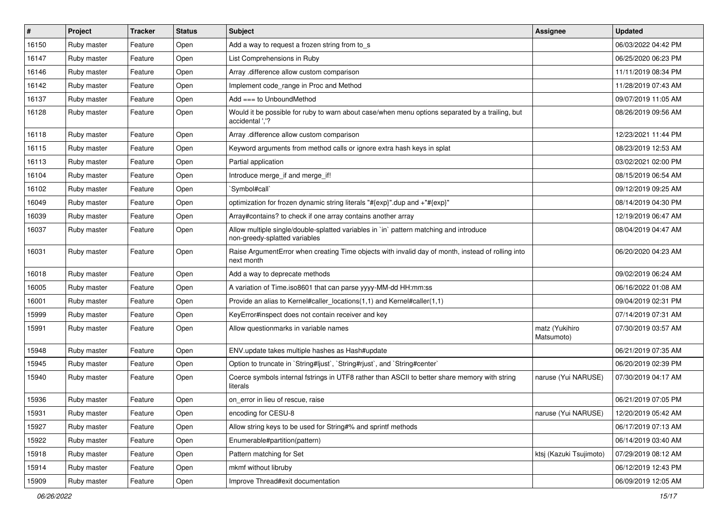| # | Project | Tracker | Status | Subject | Assignee | Updated |
| --- | --- | --- | --- | --- | --- | --- |
| 16150 | Ruby master | Feature | Open | Add a way to request a frozen string from to_s | | 06/03/2022 04:42 PM |
| 16147 | Ruby master | Feature | Open | List Comprehensions in Ruby | | 06/25/2020 06:23 PM |
| 16146 | Ruby master | Feature | Open | Array .difference allow custom comparison | | 11/11/2019 08:34 PM |
| 16142 | Ruby master | Feature | Open | Implement code_range in Proc and Method | | 11/28/2019 07:43 AM |
| 16137 | Ruby master | Feature | Open | Add === to UnboundMethod | | 09/07/2019 11:05 AM |
| 16128 | Ruby master | Feature | Open | Would it be possible for ruby to warn about case/when menu options separated by a trailing, but accidental ','? | | 08/26/2019 09:56 AM |
| 16118 | Ruby master | Feature | Open | Array .difference allow custom comparison | | 12/23/2021 11:44 PM |
| 16115 | Ruby master | Feature | Open | Keyword arguments from method calls or ignore extra hash keys in splat | | 08/23/2019 12:53 AM |
| 16113 | Ruby master | Feature | Open | Partial application | | 03/02/2021 02:00 PM |
| 16104 | Ruby master | Feature | Open | Introduce merge_if and merge_if! | | 08/15/2019 06:54 AM |
| 16102 | Ruby master | Feature | Open | `Symbol#call` | | 09/12/2019 09:25 AM |
| 16049 | Ruby master | Feature | Open | optimization for frozen dynamic string literals "#{exp}".dup and +"#{exp}" | | 08/14/2019 04:30 PM |
| 16039 | Ruby master | Feature | Open | Array#contains? to check if one array contains another array | | 12/19/2019 06:47 AM |
| 16037 | Ruby master | Feature | Open | Allow multiple single/double-splatted variables in `in` pattern matching and introduce non-greedy-splatted variables | | 08/04/2019 04:47 AM |
| 16031 | Ruby master | Feature | Open | Raise ArgumentError when creating Time objects with invalid day of month, instead of rolling into next month | | 06/20/2020 04:23 AM |
| 16018 | Ruby master | Feature | Open | Add a way to deprecate methods | | 09/02/2019 06:24 AM |
| 16005 | Ruby master | Feature | Open | A variation of Time.iso8601 that can parse yyyy-MM-dd HH:mm:ss | | 06/16/2022 01:08 AM |
| 16001 | Ruby master | Feature | Open | Provide an alias to Kernel#caller_locations(1,1) and Kernel#caller(1,1) | | 09/04/2019 02:31 PM |
| 15999 | Ruby master | Feature | Open | KeyError#inspect does not contain receiver and key | | 07/14/2019 07:31 AM |
| 15991 | Ruby master | Feature | Open | Allow questionmarks in variable names | matz (Yukihiro Matsumoto) | 07/30/2019 03:57 AM |
| 15948 | Ruby master | Feature | Open | ENV.update takes multiple hashes as Hash#update | | 06/21/2019 07:35 AM |
| 15945 | Ruby master | Feature | Open | Option to truncate in `String#ljust`, `String#rjust`, and `String#center` | | 06/20/2019 02:39 PM |
| 15940 | Ruby master | Feature | Open | Coerce symbols internal fstrings in UTF8 rather than ASCII to better share memory with string literals | naruse (Yui NARUSE) | 07/30/2019 04:17 AM |
| 15936 | Ruby master | Feature | Open | on_error in lieu of rescue, raise | | 06/21/2019 07:05 PM |
| 15931 | Ruby master | Feature | Open | encoding for CESU-8 | naruse (Yui NARUSE) | 12/20/2019 05:42 AM |
| 15927 | Ruby master | Feature | Open | Allow string keys to be used for String#% and sprintf methods | | 06/17/2019 07:13 AM |
| 15922 | Ruby master | Feature | Open | Enumerable#partition(pattern) | | 06/14/2019 03:40 AM |
| 15918 | Ruby master | Feature | Open | Pattern matching for Set | ktsj (Kazuki Tsujimoto) | 07/29/2019 08:12 AM |
| 15914 | Ruby master | Feature | Open | mkmf without libruby | | 06/12/2019 12:43 PM |
| 15909 | Ruby master | Feature | Open | Improve Thread#exit documentation | | 06/09/2019 12:05 AM |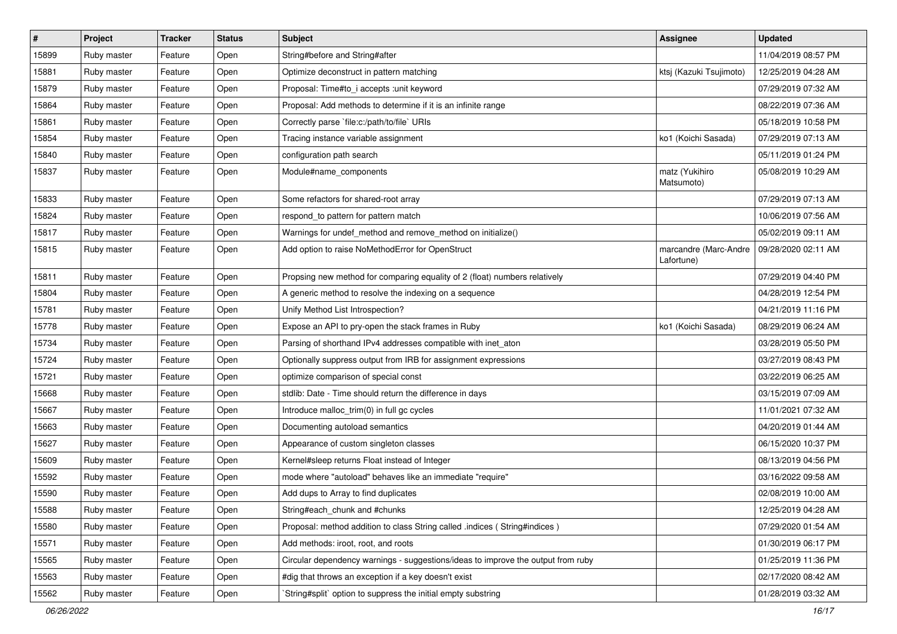| # | Project | Tracker | Status | Subject | Assignee | Updated |
|---|---|---|---|---|---|---|
| 15899 | Ruby master | Feature | Open | String#before and String#after | | 11/04/2019 08:57 PM |
| 15881 | Ruby master | Feature | Open | Optimize deconstruct in pattern matching | ktsj (Kazuki Tsujimoto) | 12/25/2019 04:28 AM |
| 15879 | Ruby master | Feature | Open | Proposal: Time#to_i accepts :unit keyword | | 07/29/2019 07:32 AM |
| 15864 | Ruby master | Feature | Open | Proposal: Add methods to determine if it is an infinite range | | 08/22/2019 07:36 AM |
| 15861 | Ruby master | Feature | Open | Correctly parse `file:c:/path/to/file` URIs | | 05/18/2019 10:58 PM |
| 15854 | Ruby master | Feature | Open | Tracing instance variable assignment | ko1 (Koichi Sasada) | 07/29/2019 07:13 AM |
| 15840 | Ruby master | Feature | Open | configuration path search | | 05/11/2019 01:24 PM |
| 15837 | Ruby master | Feature | Open | Module#name_components | matz (Yukihiro Matsumoto) | 05/08/2019 10:29 AM |
| 15833 | Ruby master | Feature | Open | Some refactors for shared-root array | | 07/29/2019 07:13 AM |
| 15824 | Ruby master | Feature | Open | respond_to pattern for pattern match | | 10/06/2019 07:56 AM |
| 15817 | Ruby master | Feature | Open | Warnings for undef_method and remove_method on initialize() | | 05/02/2019 09:11 AM |
| 15815 | Ruby master | Feature | Open | Add option to raise NoMethodError for OpenStruct | marcandre (Marc-Andre Lafortune) | 09/28/2020 02:11 AM |
| 15811 | Ruby master | Feature | Open | Propsing new method for comparing equality of 2 (float) numbers relatively | | 07/29/2019 04:40 PM |
| 15804 | Ruby master | Feature | Open | A generic method to resolve the indexing on a sequence | | 04/28/2019 12:54 PM |
| 15781 | Ruby master | Feature | Open | Unify Method List Introspection? | | 04/21/2019 11:16 PM |
| 15778 | Ruby master | Feature | Open | Expose an API to pry-open the stack frames in Ruby | ko1 (Koichi Sasada) | 08/29/2019 06:24 AM |
| 15734 | Ruby master | Feature | Open | Parsing of shorthand IPv4 addresses compatible with inet_aton | | 03/28/2019 05:50 PM |
| 15724 | Ruby master | Feature | Open | Optionally suppress output from IRB for assignment expressions | | 03/27/2019 08:43 PM |
| 15721 | Ruby master | Feature | Open | optimize comparison of special const | | 03/22/2019 06:25 AM |
| 15668 | Ruby master | Feature | Open | stdlib: Date - Time should return the difference in days | | 03/15/2019 07:09 AM |
| 15667 | Ruby master | Feature | Open | Introduce malloc_trim(0) in full gc cycles | | 11/01/2021 07:32 AM |
| 15663 | Ruby master | Feature | Open | Documenting autoload semantics | | 04/20/2019 01:44 AM |
| 15627 | Ruby master | Feature | Open | Appearance of custom singleton classes | | 06/15/2020 10:37 PM |
| 15609 | Ruby master | Feature | Open | Kernel#sleep returns Float instead of Integer | | 08/13/2019 04:56 PM |
| 15592 | Ruby master | Feature | Open | mode where "autoload" behaves like an immediate "require" | | 03/16/2022 09:58 AM |
| 15590 | Ruby master | Feature | Open | Add dups to Array to find duplicates | | 02/08/2019 10:00 AM |
| 15588 | Ruby master | Feature | Open | String#each_chunk and #chunks | | 12/25/2019 04:28 AM |
| 15580 | Ruby master | Feature | Open | Proposal: method addition to class String called .indices ( String#indices ) | | 07/29/2020 01:54 AM |
| 15571 | Ruby master | Feature | Open | Add methods: iroot, root, and roots | | 01/30/2019 06:17 PM |
| 15565 | Ruby master | Feature | Open | Circular dependency warnings - suggestions/ideas to improve the output from ruby | | 01/25/2019 11:36 PM |
| 15563 | Ruby master | Feature | Open | #dig that throws an exception if a key doesn't exist | | 02/17/2020 08:42 AM |
| 15562 | Ruby master | Feature | Open | `String#split` option to suppress the initial empty substring | | 01/28/2019 03:32 AM |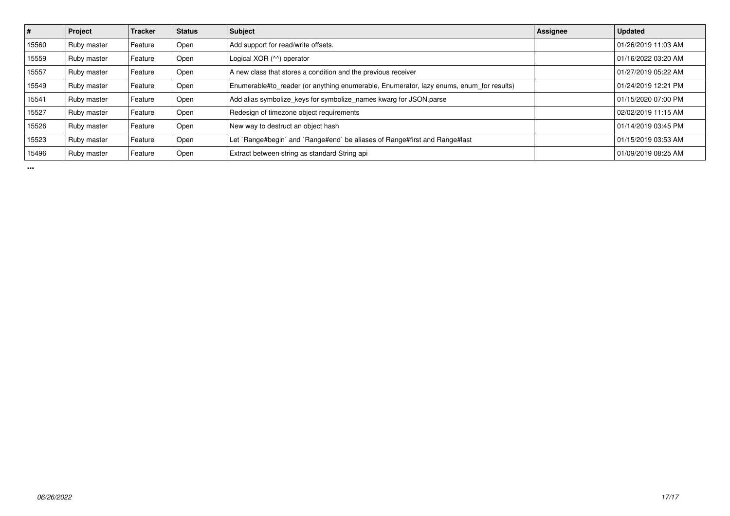| # | Project | Tracker | Status | Subject | Assignee | Updated |
|---|---|---|---|---|---|---|
| 15560 | Ruby master | Feature | Open | Add support for read/write offsets. | | 01/26/2019 11:03 AM |
| 15559 | Ruby master | Feature | Open | Logical XOR (^^) operator | | 01/16/2022 03:20 AM |
| 15557 | Ruby master | Feature | Open | A new class that stores a condition and the previous receiver | | 01/27/2019 05:22 AM |
| 15549 | Ruby master | Feature | Open | Enumerable#to_reader (or anything enumerable, Enumerator, lazy enums, enum_for results) | | 01/24/2019 12:21 PM |
| 15541 | Ruby master | Feature | Open | Add alias symbolize_keys for symbolize_names kwarg for JSON.parse | | 01/15/2020 07:00 PM |
| 15527 | Ruby master | Feature | Open | Redesign of timezone object requirements | | 02/02/2019 11:15 AM |
| 15526 | Ruby master | Feature | Open | New way to destruct an object hash | | 01/14/2019 03:45 PM |
| 15523 | Ruby master | Feature | Open | Let `Range#begin` and `Range#end` be aliases of Range#first and Range#last | | 01/15/2019 03:53 AM |
| 15496 | Ruby master | Feature | Open | Extract between string as standard String api | | 01/09/2019 08:25 AM |

...

*06/26/2022*